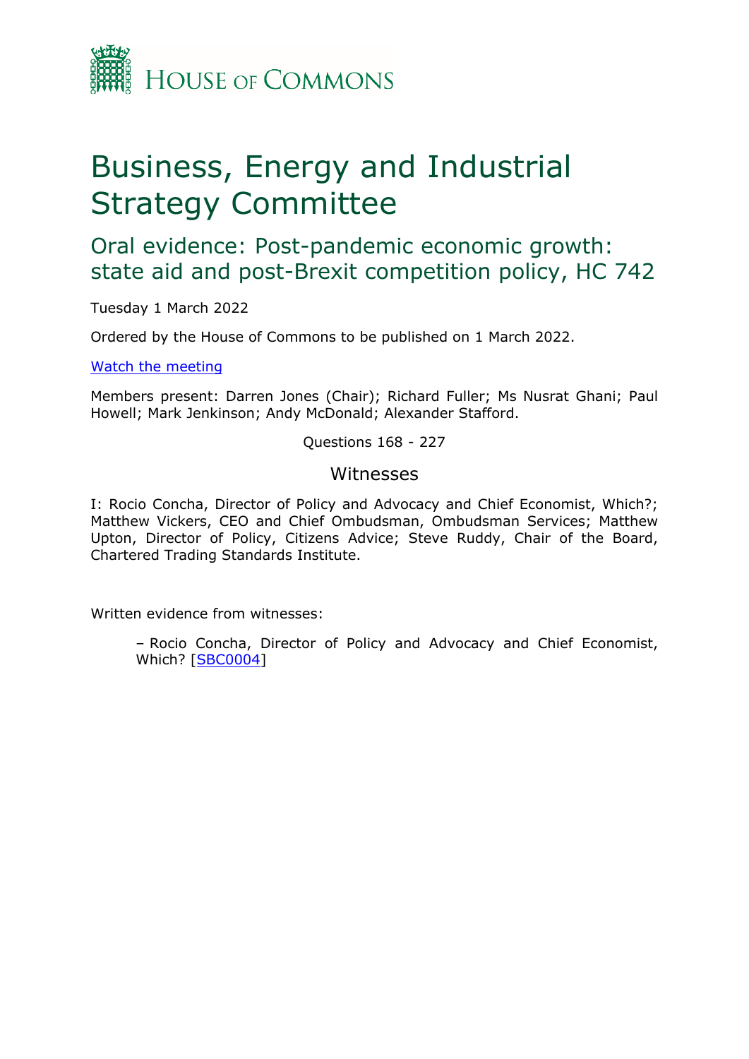HOUSE OF COMMONS

# Business, Energy and Industrial Strategy Committee

## Oral evidence: Post-pandemic economic growth: state aid and post-Brexit competition policy, HC 742

Tuesday 1 March 2022

Ordered by the House of Commons to be published on 1 March 2022.

[Watch the meeting]

Members present: Darren Jones (Chair); Richard Fuller; Ms Nusrat Ghani; Paul Howell; Mark Jenkinson; Andy McDonald; Alexander Stafford.

Questions 168 - 227

### Witnesses

I: Rocio Concha, Director of Policy and Advocacy and Chief Economist, Which?; Matthew Vickers, CEO and Chief Ombudsman, Ombudsman Services; Matthew Upton, Director of Policy, Citizens Advice; Steve Ruddy, Chair of the Board, Chartered Trading Standards Institute.

Written evidence from witnesses:

– Rocio Concha, Director of Policy and Advocacy and Chief Economist, Which? [SBC0004]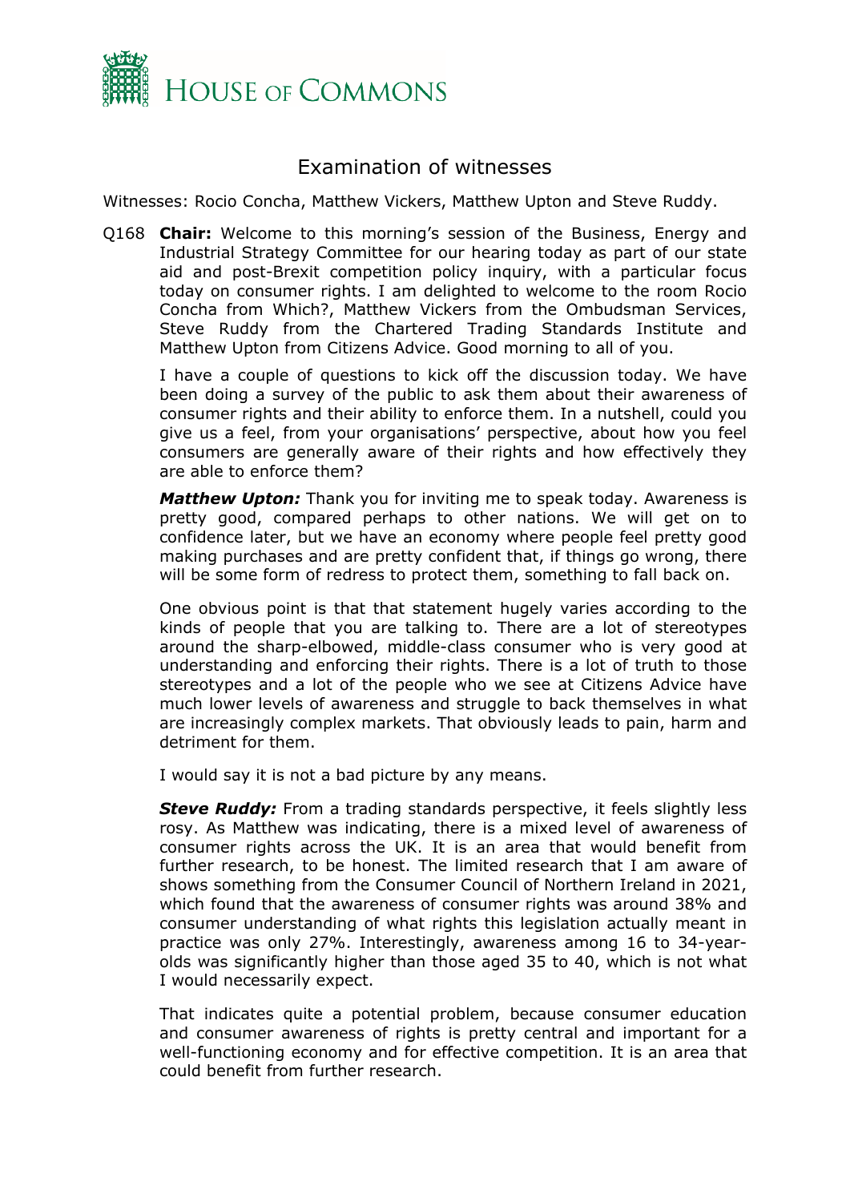# Examination of witnesses

Witnesses: Rocio Concha, Matthew Vickers, Matthew Upton and Steve Ruddy.

Q168 **Chair:** Welcome to this morning's session of the Business, Energy and Industrial Strategy Committee for our hearing today as part of our state aid and post-Brexit competition policy inquiry, with a particular focus today on consumer rights. I am delighted to welcome to the room Rocio Concha from Which?, Matthew Vickers from the Ombudsman Services, Steve Ruddy from the Chartered Trading Standards Institute and Matthew Upton from Citizens Advice. Good morning to all of you.

I have a couple of questions to kick off the discussion today. We have been doing a survey of the public to ask them about their awareness of consumer rights and their ability to enforce them. In a nutshell, could you give us a feel, from your organisations' perspective, about how you feel consumers are generally aware of their rights and how effectively they are able to enforce them?

***Matthew Upton:*** Thank you for inviting me to speak today. Awareness is pretty good, compared perhaps to other nations. We will get on to confidence later, but we have an economy where people feel pretty good making purchases and are pretty confident that, if things go wrong, there will be some form of redress to protect them, something to fall back on.

One obvious point is that that statement hugely varies according to the kinds of people that you are talking to. There are a lot of stereotypes around the sharp-elbowed, middle-class consumer who is very good at understanding and enforcing their rights. There is a lot of truth to those stereotypes and a lot of the people who we see at Citizens Advice have much lower levels of awareness and struggle to back themselves in what are increasingly complex markets. That obviously leads to pain, harm and detriment for them.

I would say it is not a bad picture by any means.

***Steve Ruddy:*** From a trading standards perspective, it feels slightly less rosy. As Matthew was indicating, there is a mixed level of awareness of consumer rights across the UK. It is an area that would benefit from further research, to be honest. The limited research that I am aware of shows something from the Consumer Council of Northern Ireland in 2021, which found that the awareness of consumer rights was around 38% and consumer understanding of what rights this legislation actually meant in practice was only 27%. Interestingly, awareness among 16 to 34-year-olds was significantly higher than those aged 35 to 40, which is not what I would necessarily expect.

That indicates quite a potential problem, because consumer education and consumer awareness of rights is pretty central and important for a well-functioning economy and for effective competition. It is an area that could benefit from further research.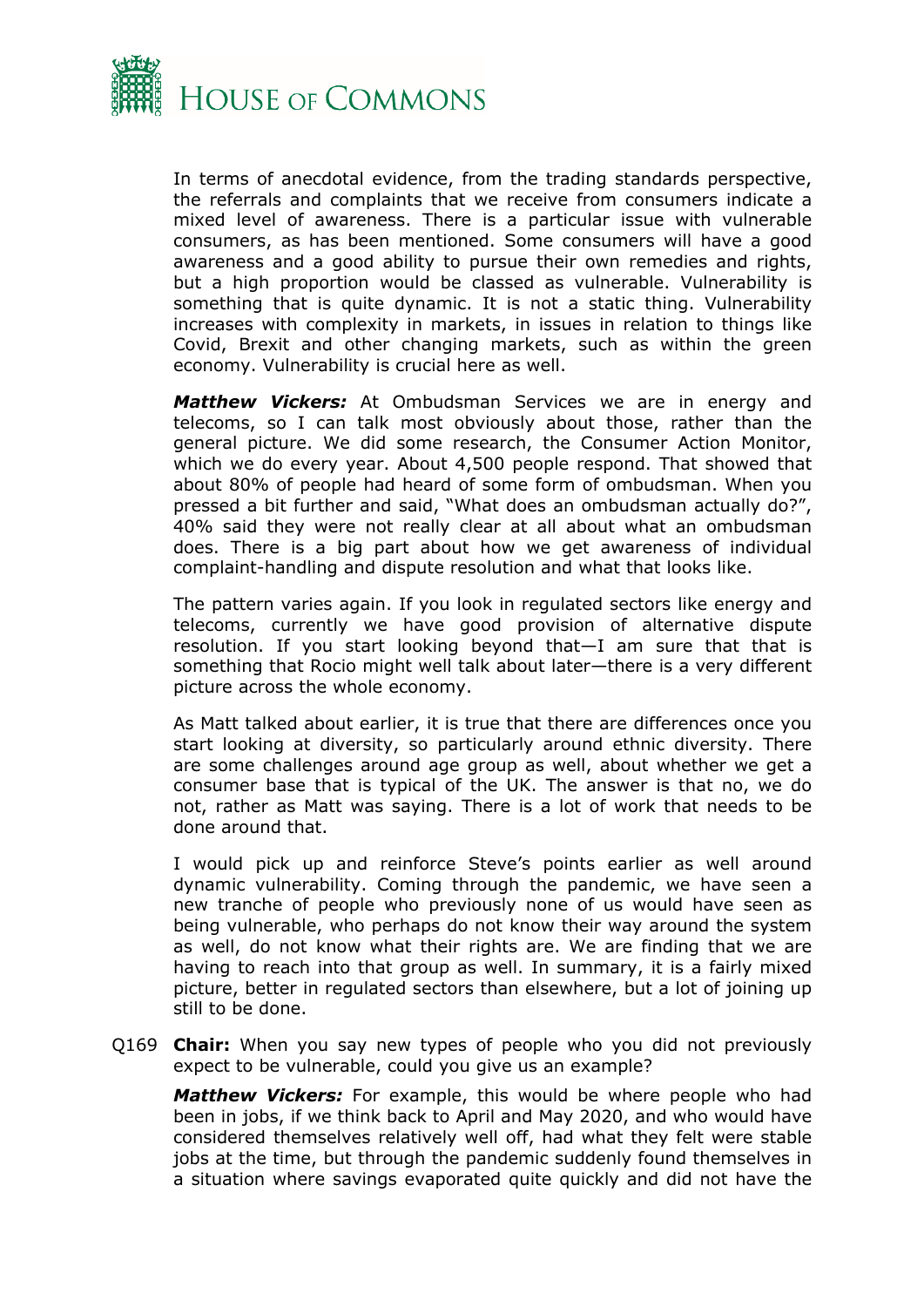In terms of anecdotal evidence, from the trading standards perspective, the referrals and complaints that we receive from consumers indicate a mixed level of awareness. There is a particular issue with vulnerable consumers, as has been mentioned. Some consumers will have a good awareness and a good ability to pursue their own remedies and rights, but a high proportion would be classed as vulnerable. Vulnerability is something that is quite dynamic. It is not a static thing. Vulnerability increases with complexity in markets, in issues in relation to things like Covid, Brexit and other changing markets, such as within the green economy. Vulnerability is crucial here as well.

***Matthew Vickers:*** At Ombudsman Services we are in energy and telecoms, so I can talk most obviously about those, rather than the general picture. We did some research, the Consumer Action Monitor, which we do every year. About 4,500 people respond. That showed that about 80% of people had heard of some form of ombudsman. When you pressed a bit further and said, "What does an ombudsman actually do?", 40% said they were not really clear at all about what an ombudsman does. There is a big part about how we get awareness of individual complaint-handling and dispute resolution and what that looks like.

The pattern varies again. If you look in regulated sectors like energy and telecoms, currently we have good provision of alternative dispute resolution. If you start looking beyond that—I am sure that that is something that Rocio might well talk about later—there is a very different picture across the whole economy.

As Matt talked about earlier, it is true that there are differences once you start looking at diversity, so particularly around ethnic diversity. There are some challenges around age group as well, about whether we get a consumer base that is typical of the UK. The answer is that no, we do not, rather as Matt was saying. There is a lot of work that needs to be done around that.

I would pick up and reinforce Steve's points earlier as well around dynamic vulnerability. Coming through the pandemic, we have seen a new tranche of people who previously none of us would have seen as being vulnerable, who perhaps do not know their way around the system as well, do not know what their rights are. We are finding that we are having to reach into that group as well. In summary, it is a fairly mixed picture, better in regulated sectors than elsewhere, but a lot of joining up still to be done.

Q169 **Chair:** When you say new types of people who you did not previously expect to be vulnerable, could you give us an example?

***Matthew Vickers:*** For example, this would be where people who had been in jobs, if we think back to April and May 2020, and who would have considered themselves relatively well off, had what they felt were stable jobs at the time, but through the pandemic suddenly found themselves in a situation where savings evaporated quite quickly and did not have the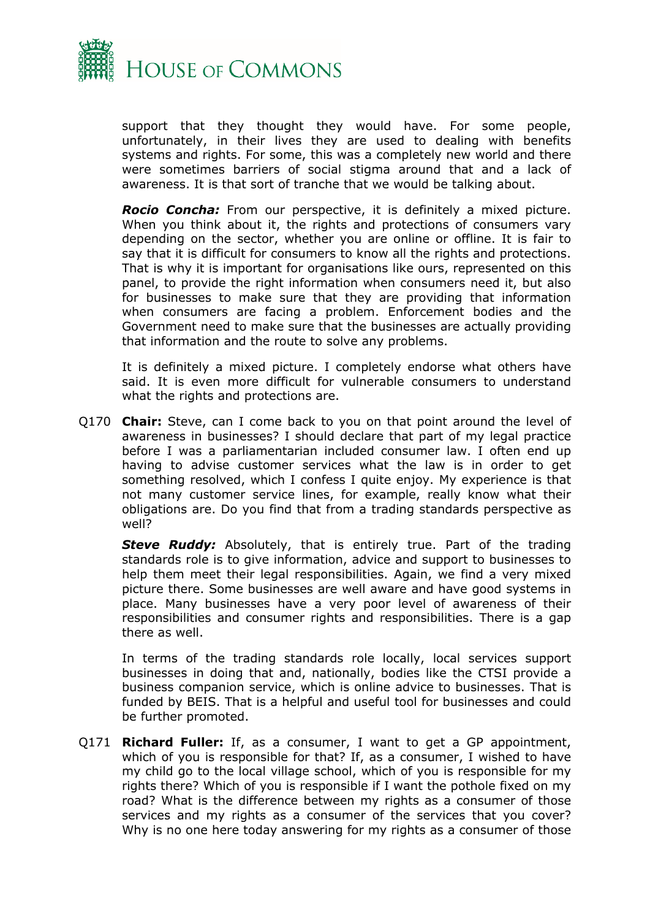support that they thought they would have. For some people, unfortunately, in their lives they are used to dealing with benefits systems and rights. For some, this was a completely new world and there were sometimes barriers of social stigma around that and a lack of awareness. It is that sort of tranche that we would be talking about.

***Rocio Concha:*** From our perspective, it is definitely a mixed picture. When you think about it, the rights and protections of consumers vary depending on the sector, whether you are online or offline. It is fair to say that it is difficult for consumers to know all the rights and protections. That is why it is important for organisations like ours, represented on this panel, to provide the right information when consumers need it, but also for businesses to make sure that they are providing that information when consumers are facing a problem. Enforcement bodies and the Government need to make sure that the businesses are actually providing that information and the route to solve any problems.

It is definitely a mixed picture. I completely endorse what others have said. It is even more difficult for vulnerable consumers to understand what the rights and protections are.

Q170 **Chair:** Steve, can I come back to you on that point around the level of awareness in businesses? I should declare that part of my legal practice before I was a parliamentarian included consumer law. I often end up having to advise customer services what the law is in order to get something resolved, which I confess I quite enjoy. My experience is that not many customer service lines, for example, really know what their obligations are. Do you find that from a trading standards perspective as well?

***Steve Ruddy:*** Absolutely, that is entirely true. Part of the trading standards role is to give information, advice and support to businesses to help them meet their legal responsibilities. Again, we find a very mixed picture there. Some businesses are well aware and have good systems in place. Many businesses have a very poor level of awareness of their responsibilities and consumer rights and responsibilities. There is a gap there as well.

In terms of the trading standards role locally, local services support businesses in doing that and, nationally, bodies like the CTSI provide a business companion service, which is online advice to businesses. That is funded by BEIS. That is a helpful and useful tool for businesses and could be further promoted.

Q171 **Richard Fuller:** If, as a consumer, I want to get a GP appointment, which of you is responsible for that? If, as a consumer, I wished to have my child go to the local village school, which of you is responsible for my rights there? Which of you is responsible if I want the pothole fixed on my road? What is the difference between my rights as a consumer of those services and my rights as a consumer of the services that you cover? Why is no one here today answering for my rights as a consumer of those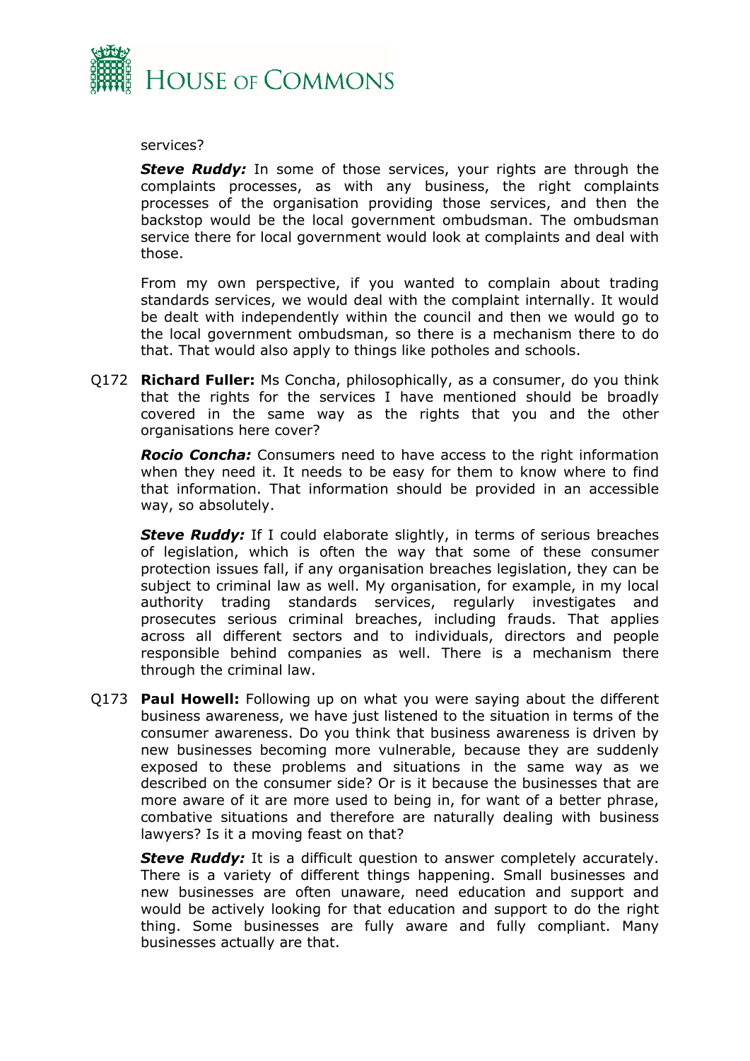services?

***Steve Ruddy:*** In some of those services, your rights are through the complaints processes, as with any business, the right complaints processes of the organisation providing those services, and then the backstop would be the local government ombudsman. The ombudsman service there for local government would look at complaints and deal with those.

From my own perspective, if you wanted to complain about trading standards services, we would deal with the complaint internally. It would be dealt with independently within the council and then we would go to the local government ombudsman, so there is a mechanism there to do that. That would also apply to things like potholes and schools.

Q172 **Richard Fuller:** Ms Concha, philosophically, as a consumer, do you think that the rights for the services I have mentioned should be broadly covered in the same way as the rights that you and the other organisations here cover?

***Rocio Concha:*** Consumers need to have access to the right information when they need it. It needs to be easy for them to know where to find that information. That information should be provided in an accessible way, so absolutely.

***Steve Ruddy:*** If I could elaborate slightly, in terms of serious breaches of legislation, which is often the way that some of these consumer protection issues fall, if any organisation breaches legislation, they can be subject to criminal law as well. My organisation, for example, in my local authority trading standards services, regularly investigates and prosecutes serious criminal breaches, including frauds. That applies across all different sectors and to individuals, directors and people responsible behind companies as well. There is a mechanism there through the criminal law.

Q173 **Paul Howell:** Following up on what you were saying about the different business awareness, we have just listened to the situation in terms of the consumer awareness. Do you think that business awareness is driven by new businesses becoming more vulnerable, because they are suddenly exposed to these problems and situations in the same way as we described on the consumer side? Or is it because the businesses that are more aware of it are more used to being in, for want of a better phrase, combative situations and therefore are naturally dealing with business lawyers? Is it a moving feast on that?

***Steve Ruddy:*** It is a difficult question to answer completely accurately. There is a variety of different things happening. Small businesses and new businesses are often unaware, need education and support and would be actively looking for that education and support to do the right thing. Some businesses are fully aware and fully compliant. Many businesses actually are that.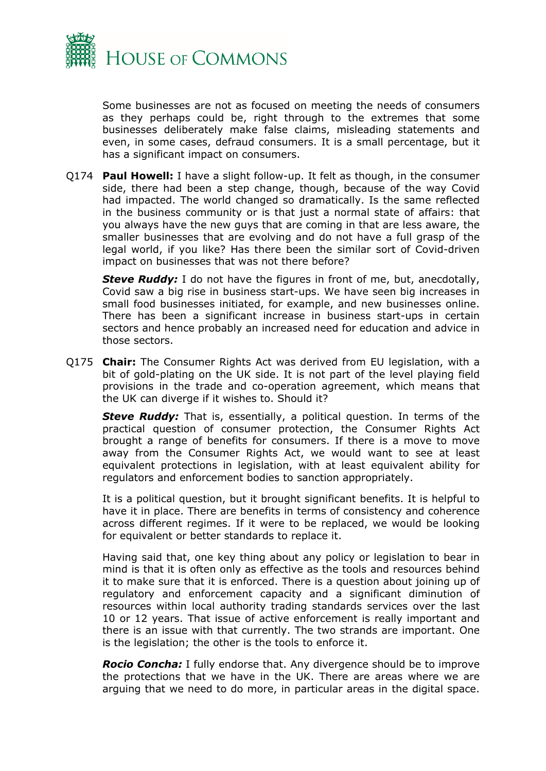Some businesses are not as focused on meeting the needs of consumers as they perhaps could be, right through to the extremes that some businesses deliberately make false claims, misleading statements and even, in some cases, defraud consumers. It is a small percentage, but it has a significant impact on consumers.

Q174 **Paul Howell:** I have a slight follow-up. It felt as though, in the consumer side, there had been a step change, though, because of the way Covid had impacted. The world changed so dramatically. Is the same reflected in the business community or is that just a normal state of affairs: that you always have the new guys that are coming in that are less aware, the smaller businesses that are evolving and do not have a full grasp of the legal world, if you like? Has there been the similar sort of Covid-driven impact on businesses that was not there before?

***Steve Ruddy:*** I do not have the figures in front of me, but, anecdotally, Covid saw a big rise in business start-ups. We have seen big increases in small food businesses initiated, for example, and new businesses online. There has been a significant increase in business start-ups in certain sectors and hence probably an increased need for education and advice in those sectors.

Q175 **Chair:** The Consumer Rights Act was derived from EU legislation, with a bit of gold-plating on the UK side. It is not part of the level playing field provisions in the trade and co-operation agreement, which means that the UK can diverge if it wishes to. Should it?

***Steve Ruddy:*** That is, essentially, a political question. In terms of the practical question of consumer protection, the Consumer Rights Act brought a range of benefits for consumers. If there is a move to move away from the Consumer Rights Act, we would want to see at least equivalent protections in legislation, with at least equivalent ability for regulators and enforcement bodies to sanction appropriately.

It is a political question, but it brought significant benefits. It is helpful to have it in place. There are benefits in terms of consistency and coherence across different regimes. If it were to be replaced, we would be looking for equivalent or better standards to replace it.

Having said that, one key thing about any policy or legislation to bear in mind is that it is often only as effective as the tools and resources behind it to make sure that it is enforced. There is a question about joining up of regulatory and enforcement capacity and a significant diminution of resources within local authority trading standards services over the last 10 or 12 years. That issue of active enforcement is really important and there is an issue with that currently. The two strands are important. One is the legislation; the other is the tools to enforce it.

***Rocio Concha:*** I fully endorse that. Any divergence should be to improve the protections that we have in the UK. There are areas where we are arguing that we need to do more, in particular areas in the digital space.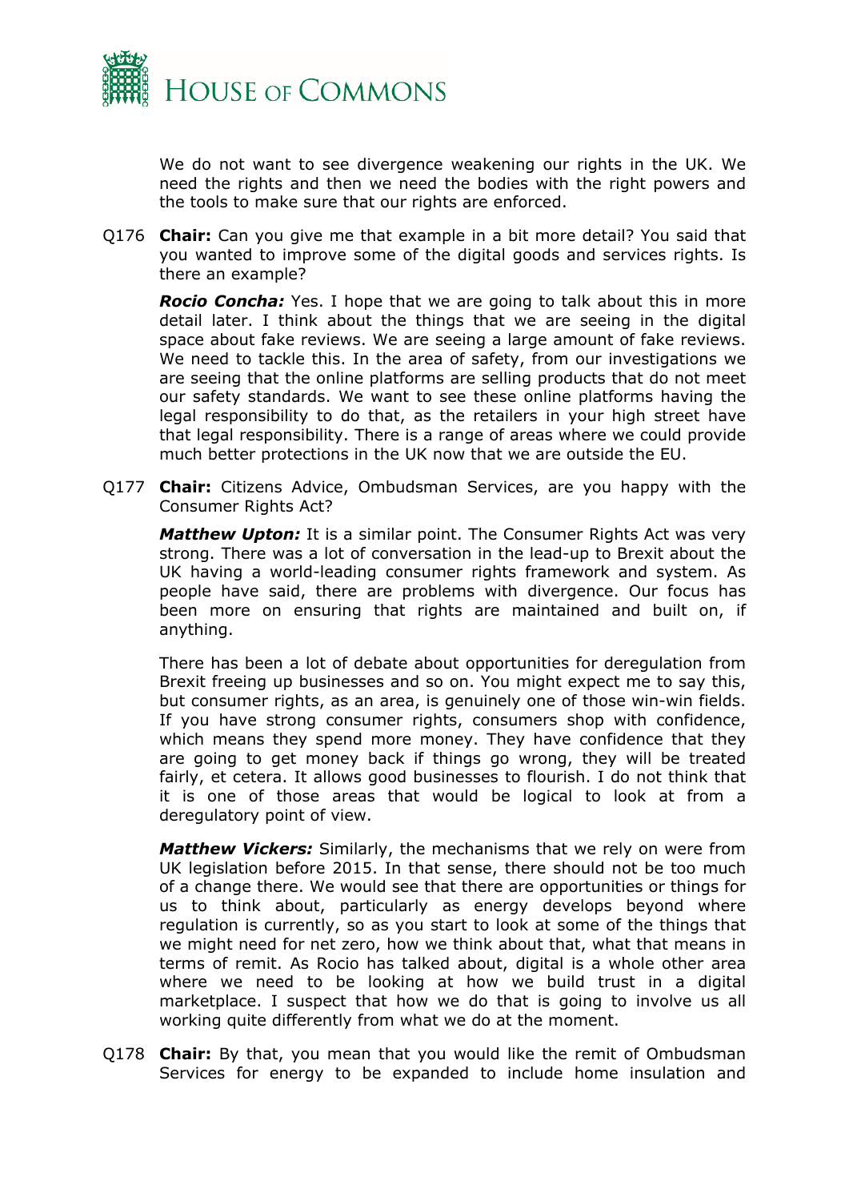We do not want to see divergence weakening our rights in the UK. We need the rights and then we need the bodies with the right powers and the tools to make sure that our rights are enforced.

Q176 **Chair:** Can you give me that example in a bit more detail? You said that you wanted to improve some of the digital goods and services rights. Is there an example?

***Rocio Concha:*** Yes. I hope that we are going to talk about this in more detail later. I think about the things that we are seeing in the digital space about fake reviews. We are seeing a large amount of fake reviews. We need to tackle this. In the area of safety, from our investigations we are seeing that the online platforms are selling products that do not meet our safety standards. We want to see these online platforms having the legal responsibility to do that, as the retailers in your high street have that legal responsibility. There is a range of areas where we could provide much better protections in the UK now that we are outside the EU.

Q177 **Chair:** Citizens Advice, Ombudsman Services, are you happy with the Consumer Rights Act?

***Matthew Upton:*** It is a similar point. The Consumer Rights Act was very strong. There was a lot of conversation in the lead-up to Brexit about the UK having a world-leading consumer rights framework and system. As people have said, there are problems with divergence. Our focus has been more on ensuring that rights are maintained and built on, if anything.

There has been a lot of debate about opportunities for deregulation from Brexit freeing up businesses and so on. You might expect me to say this, but consumer rights, as an area, is genuinely one of those win-win fields. If you have strong consumer rights, consumers shop with confidence, which means they spend more money. They have confidence that they are going to get money back if things go wrong, they will be treated fairly, et cetera. It allows good businesses to flourish. I do not think that it is one of those areas that would be logical to look at from a deregulatory point of view.

***Matthew Vickers:*** Similarly, the mechanisms that we rely on were from UK legislation before 2015. In that sense, there should not be too much of a change there. We would see that there are opportunities or things for us to think about, particularly as energy develops beyond where regulation is currently, so as you start to look at some of the things that we might need for net zero, how we think about that, what that means in terms of remit. As Rocio has talked about, digital is a whole other area where we need to be looking at how we build trust in a digital marketplace. I suspect that how we do that is going to involve us all working quite differently from what we do at the moment.

Q178 **Chair:** By that, you mean that you would like the remit of Ombudsman Services for energy to be expanded to include home insulation and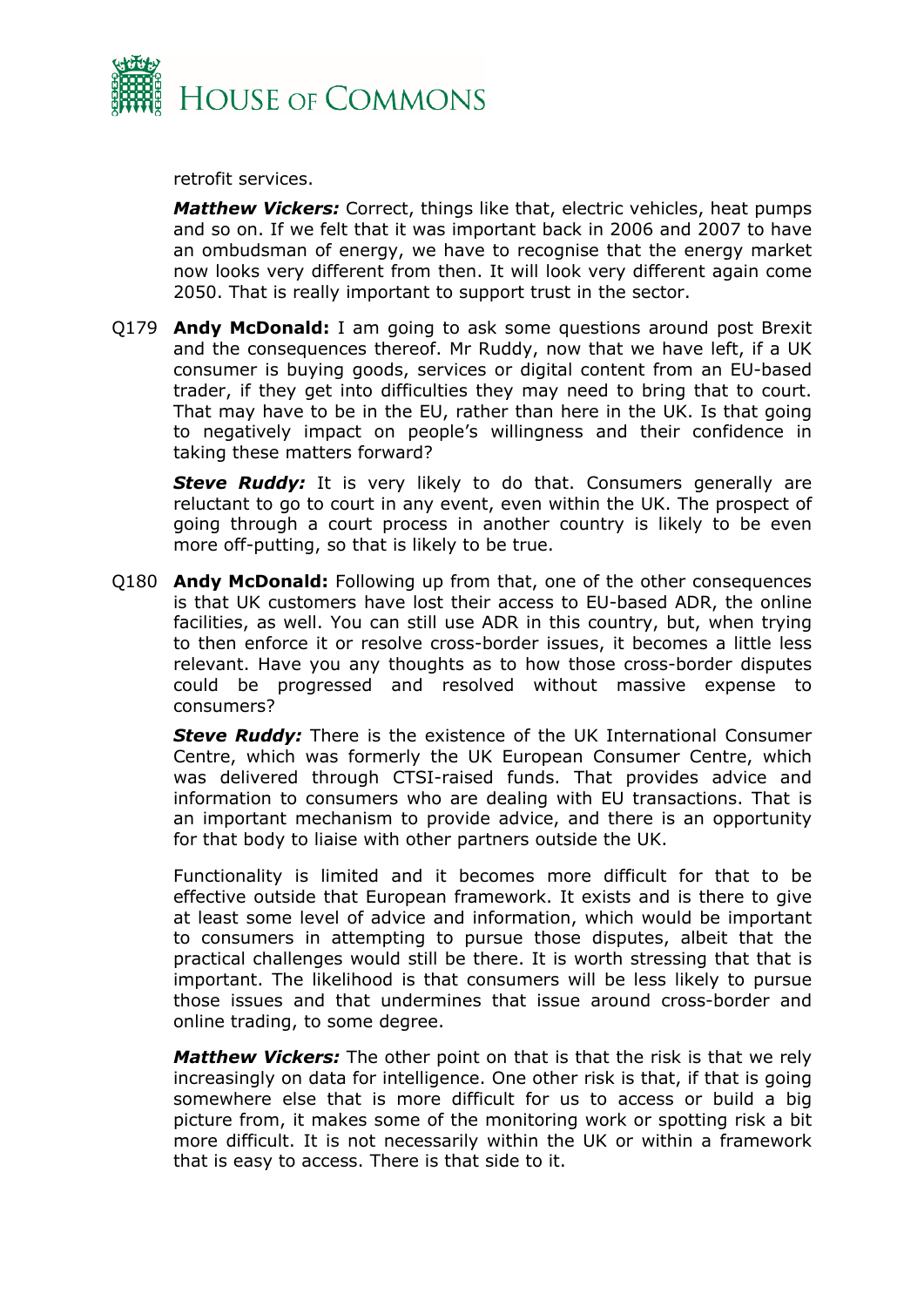retrofit services.

***Matthew Vickers:*** Correct, things like that, electric vehicles, heat pumps and so on. If we felt that it was important back in 2006 and 2007 to have an ombudsman of energy, we have to recognise that the energy market now looks very different from then. It will look very different again come 2050. That is really important to support trust in the sector.

Q179 **Andy McDonald:** I am going to ask some questions around post Brexit and the consequences thereof. Mr Ruddy, now that we have left, if a UK consumer is buying goods, services or digital content from an EU-based trader, if they get into difficulties they may need to bring that to court. That may have to be in the EU, rather than here in the UK. Is that going to negatively impact on people's willingness and their confidence in taking these matters forward?

***Steve Ruddy:*** It is very likely to do that. Consumers generally are reluctant to go to court in any event, even within the UK. The prospect of going through a court process in another country is likely to be even more off-putting, so that is likely to be true.

Q180 **Andy McDonald:** Following up from that, one of the other consequences is that UK customers have lost their access to EU-based ADR, the online facilities, as well. You can still use ADR in this country, but, when trying to then enforce it or resolve cross-border issues, it becomes a little less relevant. Have you any thoughts as to how those cross-border disputes could be progressed and resolved without massive expense to consumers?

***Steve Ruddy:*** There is the existence of the UK International Consumer Centre, which was formerly the UK European Consumer Centre, which was delivered through CTSI-raised funds. That provides advice and information to consumers who are dealing with EU transactions. That is an important mechanism to provide advice, and there is an opportunity for that body to liaise with other partners outside the UK.

Functionality is limited and it becomes more difficult for that to be effective outside that European framework. It exists and is there to give at least some level of advice and information, which would be important to consumers in attempting to pursue those disputes, albeit that the practical challenges would still be there. It is worth stressing that that is important. The likelihood is that consumers will be less likely to pursue those issues and that undermines that issue around cross-border and online trading, to some degree.

***Matthew Vickers:*** The other point on that is that the risk is that we rely increasingly on data for intelligence. One other risk is that, if that is going somewhere else that is more difficult for us to access or build a big picture from, it makes some of the monitoring work or spotting risk a bit more difficult. It is not necessarily within the UK or within a framework that is easy to access. There is that side to it.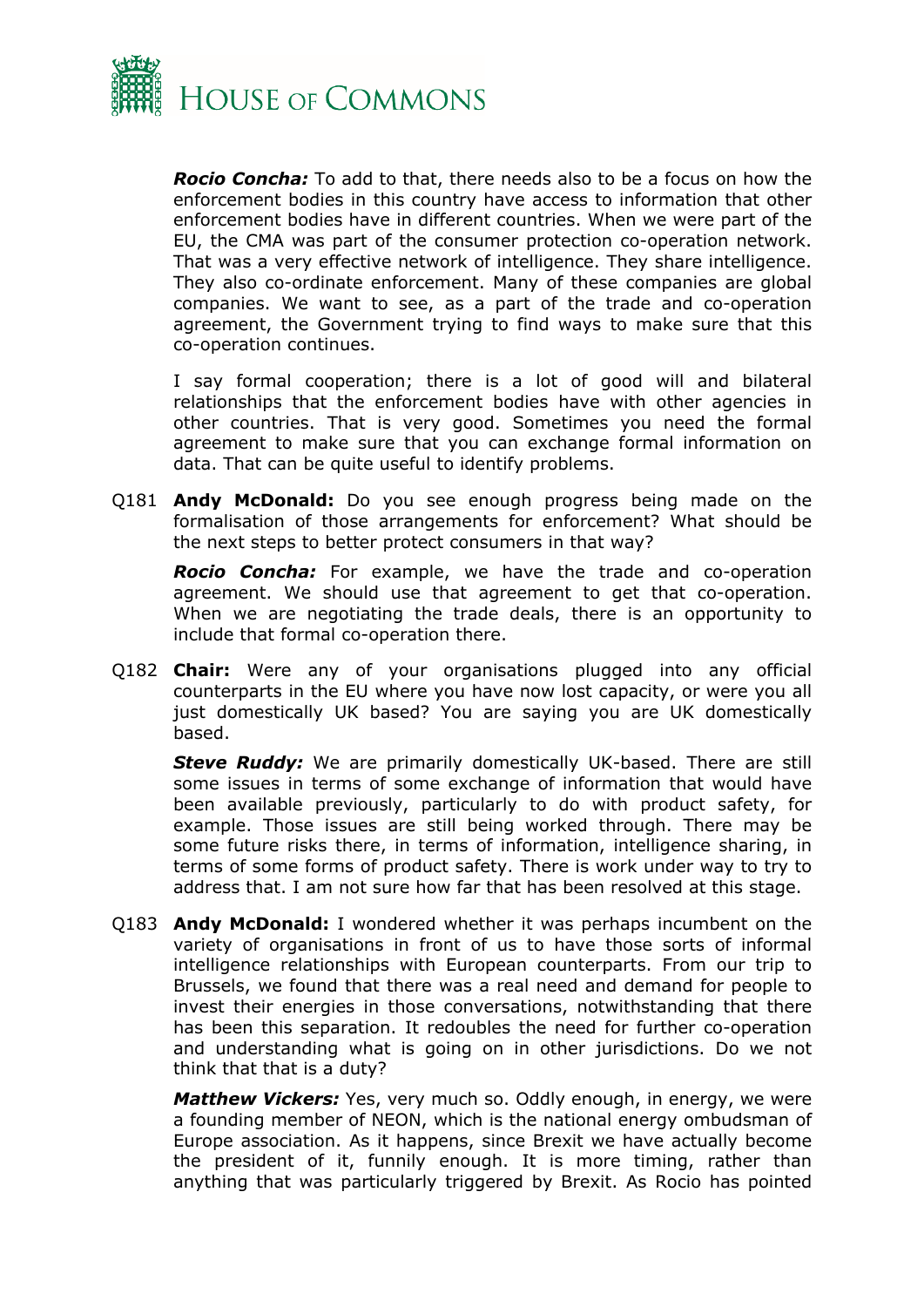***Rocio Concha:*** To add to that, there needs also to be a focus on how the enforcement bodies in this country have access to information that other enforcement bodies have in different countries. When we were part of the EU, the CMA was part of the consumer protection co-operation network. That was a very effective network of intelligence. They share intelligence. They also co-ordinate enforcement. Many of these companies are global companies. We want to see, as a part of the trade and co-operation agreement, the Government trying to find ways to make sure that this co-operation continues.

I say formal cooperation; there is a lot of good will and bilateral relationships that the enforcement bodies have with other agencies in other countries. That is very good. Sometimes you need the formal agreement to make sure that you can exchange formal information on data. That can be quite useful to identify problems.

Q181 **Andy McDonald:** Do you see enough progress being made on the formalisation of those arrangements for enforcement? What should be the next steps to better protect consumers in that way?

***Rocio Concha:*** For example, we have the trade and co-operation agreement. We should use that agreement to get that co-operation. When we are negotiating the trade deals, there is an opportunity to include that formal co-operation there.

Q182 **Chair:** Were any of your organisations plugged into any official counterparts in the EU where you have now lost capacity, or were you all just domestically UK based? You are saying you are UK domestically based.

***Steve Ruddy:*** We are primarily domestically UK-based. There are still some issues in terms of some exchange of information that would have been available previously, particularly to do with product safety, for example. Those issues are still being worked through. There may be some future risks there, in terms of information, intelligence sharing, in terms of some forms of product safety. There is work under way to try to address that. I am not sure how far that has been resolved at this stage.

Q183 **Andy McDonald:** I wondered whether it was perhaps incumbent on the variety of organisations in front of us to have those sorts of informal intelligence relationships with European counterparts. From our trip to Brussels, we found that there was a real need and demand for people to invest their energies in those conversations, notwithstanding that there has been this separation. It redoubles the need for further co-operation and understanding what is going on in other jurisdictions. Do we not think that that is a duty?

***Matthew Vickers:*** Yes, very much so. Oddly enough, in energy, we were a founding member of NEON, which is the national energy ombudsman of Europe association. As it happens, since Brexit we have actually become the president of it, funnily enough. It is more timing, rather than anything that was particularly triggered by Brexit. As Rocio has pointed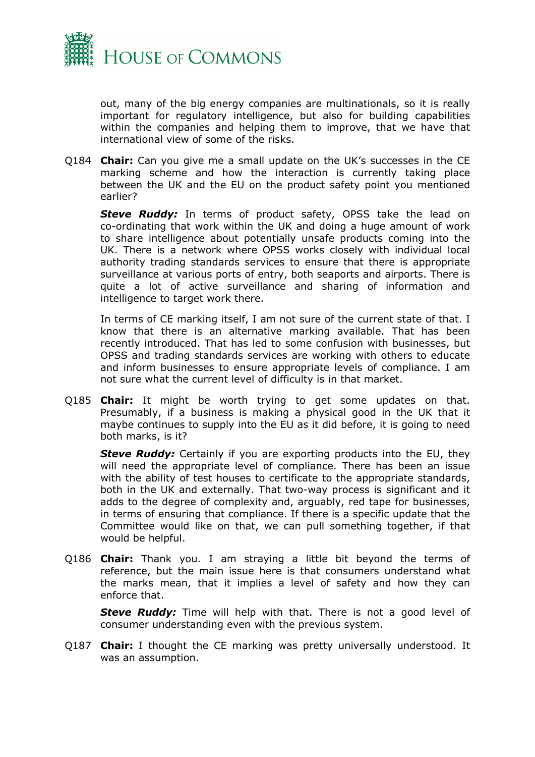out, many of the big energy companies are multinationals, so it is really important for regulatory intelligence, but also for building capabilities within the companies and helping them to improve, that we have that international view of some of the risks.

Q184 **Chair:** Can you give me a small update on the UK's successes in the CE marking scheme and how the interaction is currently taking place between the UK and the EU on the product safety point you mentioned earlier?

***Steve Ruddy:*** In terms of product safety, OPSS take the lead on co-ordinating that work within the UK and doing a huge amount of work to share intelligence about potentially unsafe products coming into the UK. There is a network where OPSS works closely with individual local authority trading standards services to ensure that there is appropriate surveillance at various ports of entry, both seaports and airports. There is quite a lot of active surveillance and sharing of information and intelligence to target work there.

In terms of CE marking itself, I am not sure of the current state of that. I know that there is an alternative marking available. That has been recently introduced. That has led to some confusion with businesses, but OPSS and trading standards services are working with others to educate and inform businesses to ensure appropriate levels of compliance. I am not sure what the current level of difficulty is in that market.

Q185 **Chair:** It might be worth trying to get some updates on that. Presumably, if a business is making a physical good in the UK that it maybe continues to supply into the EU as it did before, it is going to need both marks, is it?

***Steve Ruddy:*** Certainly if you are exporting products into the EU, they will need the appropriate level of compliance. There has been an issue with the ability of test houses to certificate to the appropriate standards, both in the UK and externally. That two-way process is significant and it adds to the degree of complexity and, arguably, red tape for businesses, in terms of ensuring that compliance. If there is a specific update that the Committee would like on that, we can pull something together, if that would be helpful.

Q186 **Chair:** Thank you. I am straying a little bit beyond the terms of reference, but the main issue here is that consumers understand what the marks mean, that it implies a level of safety and how they can enforce that.

***Steve Ruddy:*** Time will help with that. There is not a good level of consumer understanding even with the previous system.

Q187 **Chair:** I thought the CE marking was pretty universally understood. It was an assumption.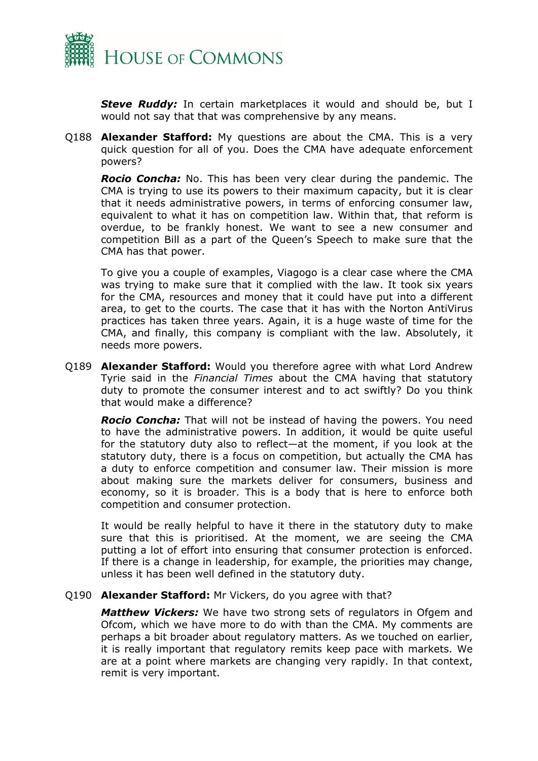***Steve Ruddy:*** In certain marketplaces it would and should be, but I would not say that that was comprehensive by any means.

Q188 **Alexander Stafford:** My questions are about the CMA. This is a very quick question for all of you. Does the CMA have adequate enforcement powers?

***Rocio Concha:*** No. This has been very clear during the pandemic. The CMA is trying to use its powers to their maximum capacity, but it is clear that it needs administrative powers, in terms of enforcing consumer law, equivalent to what it has on competition law. Within that, that reform is overdue, to be frankly honest. We want to see a new consumer and competition Bill as a part of the Queen's Speech to make sure that the CMA has that power.

To give you a couple of examples, Viagogo is a clear case where the CMA was trying to make sure that it complied with the law. It took six years for the CMA, resources and money that it could have put into a different area, to get to the courts. The case that it has with the Norton AntiVirus practices has taken three years. Again, it is a huge waste of time for the CMA, and finally, this company is compliant with the law. Absolutely, it needs more powers.

Q189 **Alexander Stafford:** Would you therefore agree with what Lord Andrew Tyrie said in the *Financial Times* about the CMA having that statutory duty to promote the consumer interest and to act swiftly? Do you think that would make a difference?

***Rocio Concha:*** That will not be instead of having the powers. You need to have the administrative powers. In addition, it would be quite useful for the statutory duty also to reflect—at the moment, if you look at the statutory duty, there is a focus on competition, but actually the CMA has a duty to enforce competition and consumer law. Their mission is more about making sure the markets deliver for consumers, business and economy, so it is broader. This is a body that is here to enforce both competition and consumer protection.

It would be really helpful to have it there in the statutory duty to make sure that this is prioritised. At the moment, we are seeing the CMA putting a lot of effort into ensuring that consumer protection is enforced. If there is a change in leadership, for example, the priorities may change, unless it has been well defined in the statutory duty.

Q190 **Alexander Stafford:** Mr Vickers, do you agree with that?

***Matthew Vickers:*** We have two strong sets of regulators in Ofgem and Ofcom, which we have more to do with than the CMA. My comments are perhaps a bit broader about regulatory matters. As we touched on earlier, it is really important that regulatory remits keep pace with markets. We are at a point where markets are changing very rapidly. In that context, remit is very important.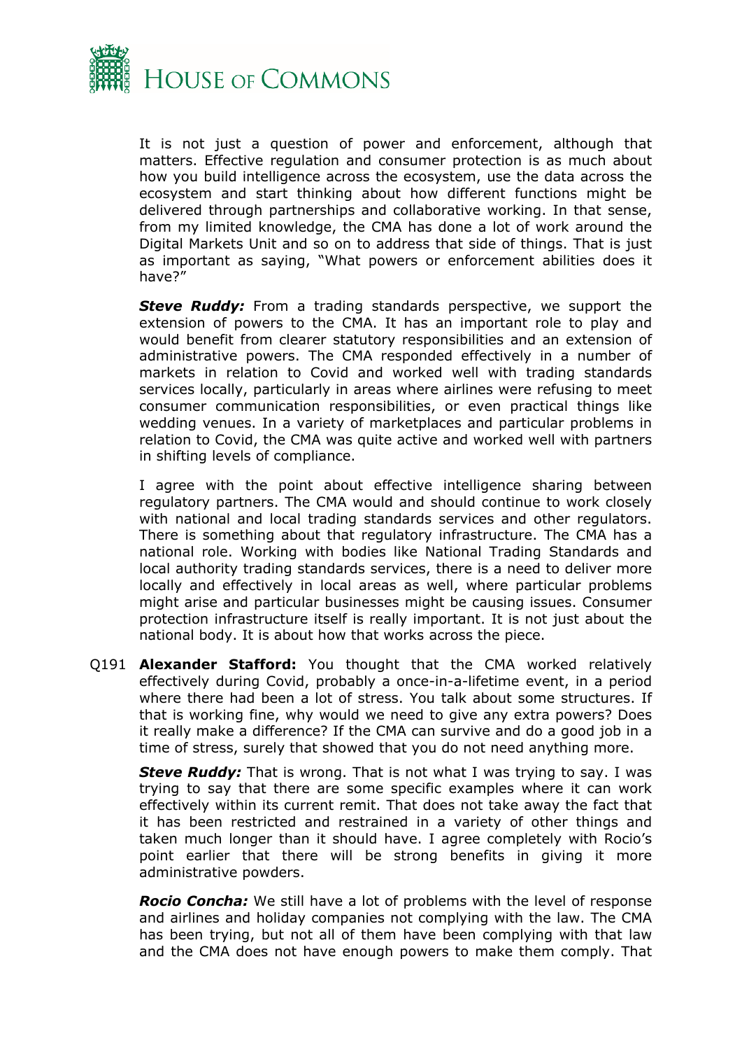It is not just a question of power and enforcement, although that matters. Effective regulation and consumer protection is as much about how you build intelligence across the ecosystem, use the data across the ecosystem and start thinking about how different functions might be delivered through partnerships and collaborative working. In that sense, from my limited knowledge, the CMA has done a lot of work around the Digital Markets Unit and so on to address that side of things. That is just as important as saying, "What powers or enforcement abilities does it have?"

***Steve Ruddy:*** From a trading standards perspective, we support the extension of powers to the CMA. It has an important role to play and would benefit from clearer statutory responsibilities and an extension of administrative powers. The CMA responded effectively in a number of markets in relation to Covid and worked well with trading standards services locally, particularly in areas where airlines were refusing to meet consumer communication responsibilities, or even practical things like wedding venues. In a variety of marketplaces and particular problems in relation to Covid, the CMA was quite active and worked well with partners in shifting levels of compliance.

I agree with the point about effective intelligence sharing between regulatory partners. The CMA would and should continue to work closely with national and local trading standards services and other regulators. There is something about that regulatory infrastructure. The CMA has a national role. Working with bodies like National Trading Standards and local authority trading standards services, there is a need to deliver more locally and effectively in local areas as well, where particular problems might arise and particular businesses might be causing issues. Consumer protection infrastructure itself is really important. It is not just about the national body. It is about how that works across the piece.

Q191 **Alexander Stafford:** You thought that the CMA worked relatively effectively during Covid, probably a once-in-a-lifetime event, in a period where there had been a lot of stress. You talk about some structures. If that is working fine, why would we need to give any extra powers? Does it really make a difference? If the CMA can survive and do a good job in a time of stress, surely that showed that you do not need anything more.

***Steve Ruddy:*** That is wrong. That is not what I was trying to say. I was trying to say that there are some specific examples where it can work effectively within its current remit. That does not take away the fact that it has been restricted and restrained in a variety of other things and taken much longer than it should have. I agree completely with Rocio's point earlier that there will be strong benefits in giving it more administrative powders.

***Rocio Concha:*** We still have a lot of problems with the level of response and airlines and holiday companies not complying with the law. The CMA has been trying, but not all of them have been complying with that law and the CMA does not have enough powers to make them comply. That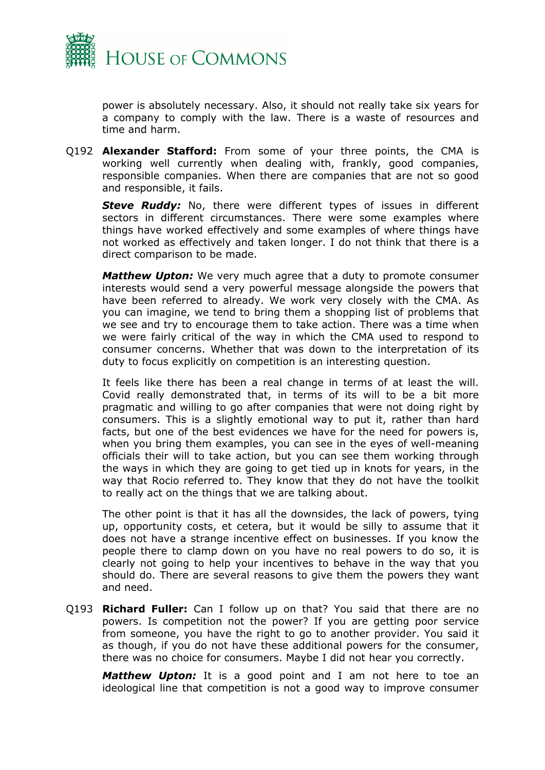power is absolutely necessary. Also, it should not really take six years for a company to comply with the law. There is a waste of resources and time and harm.

Q192 **Alexander Stafford:** From some of your three points, the CMA is working well currently when dealing with, frankly, good companies, responsible companies. When there are companies that are not so good and responsible, it fails.

***Steve Ruddy:*** No, there were different types of issues in different sectors in different circumstances. There were some examples where things have worked effectively and some examples of where things have not worked as effectively and taken longer. I do not think that there is a direct comparison to be made.

***Matthew Upton:*** We very much agree that a duty to promote consumer interests would send a very powerful message alongside the powers that have been referred to already. We work very closely with the CMA. As you can imagine, we tend to bring them a shopping list of problems that we see and try to encourage them to take action. There was a time when we were fairly critical of the way in which the CMA used to respond to consumer concerns. Whether that was down to the interpretation of its duty to focus explicitly on competition is an interesting question.

It feels like there has been a real change in terms of at least the will. Covid really demonstrated that, in terms of its will to be a bit more pragmatic and willing to go after companies that were not doing right by consumers. This is a slightly emotional way to put it, rather than hard facts, but one of the best evidences we have for the need for powers is, when you bring them examples, you can see in the eyes of well-meaning officials their will to take action, but you can see them working through the ways in which they are going to get tied up in knots for years, in the way that Rocio referred to. They know that they do not have the toolkit to really act on the things that we are talking about.

The other point is that it has all the downsides, the lack of powers, tying up, opportunity costs, et cetera, but it would be silly to assume that it does not have a strange incentive effect on businesses. If you know the people there to clamp down on you have no real powers to do so, it is clearly not going to help your incentives to behave in the way that you should do. There are several reasons to give them the powers they want and need.

Q193 **Richard Fuller:** Can I follow up on that? You said that there are no powers. Is competition not the power? If you are getting poor service from someone, you have the right to go to another provider. You said it as though, if you do not have these additional powers for the consumer, there was no choice for consumers. Maybe I did not hear you correctly.

***Matthew Upton:*** It is a good point and I am not here to toe an ideological line that competition is not a good way to improve consumer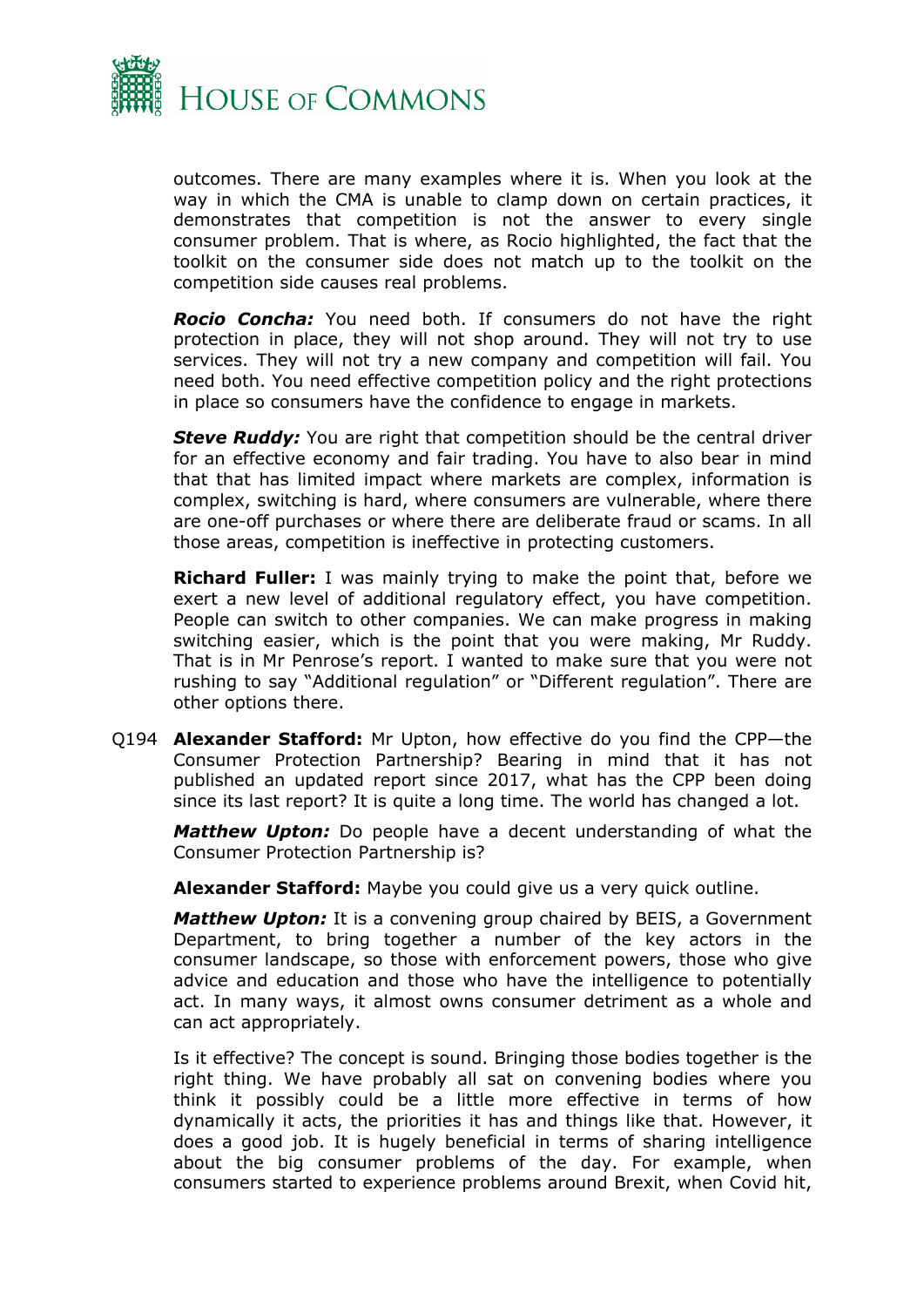outcomes. There are many examples where it is. When you look at the way in which the CMA is unable to clamp down on certain practices, it demonstrates that competition is not the answer to every single consumer problem. That is where, as Rocio highlighted, the fact that the toolkit on the consumer side does not match up to the toolkit on the competition side causes real problems.

***Rocio Concha:*** You need both. If consumers do not have the right protection in place, they will not shop around. They will not try to use services. They will not try a new company and competition will fail. You need both. You need effective competition policy and the right protections in place so consumers have the confidence to engage in markets.

***Steve Ruddy:*** You are right that competition should be the central driver for an effective economy and fair trading. You have to also bear in mind that that has limited impact where markets are complex, information is complex, switching is hard, where consumers are vulnerable, where there are one-off purchases or where there are deliberate fraud or scams. In all those areas, competition is ineffective in protecting customers.

**Richard Fuller:** I was mainly trying to make the point that, before we exert a new level of additional regulatory effect, you have competition. People can switch to other companies. We can make progress in making switching easier, which is the point that you were making, Mr Ruddy. That is in Mr Penrose's report. I wanted to make sure that you were not rushing to say "Additional regulation" or "Different regulation". There are other options there.

Q194 **Alexander Stafford:** Mr Upton, how effective do you find the CPP—the Consumer Protection Partnership? Bearing in mind that it has not published an updated report since 2017, what has the CPP been doing since its last report? It is quite a long time. The world has changed a lot.

***Matthew Upton:*** Do people have a decent understanding of what the Consumer Protection Partnership is?

**Alexander Stafford:** Maybe you could give us a very quick outline.

***Matthew Upton:*** It is a convening group chaired by BEIS, a Government Department, to bring together a number of the key actors in the consumer landscape, so those with enforcement powers, those who give advice and education and those who have the intelligence to potentially act. In many ways, it almost owns consumer detriment as a whole and can act appropriately.

Is it effective? The concept is sound. Bringing those bodies together is the right thing. We have probably all sat on convening bodies where you think it possibly could be a little more effective in terms of how dynamically it acts, the priorities it has and things like that. However, it does a good job. It is hugely beneficial in terms of sharing intelligence about the big consumer problems of the day. For example, when consumers started to experience problems around Brexit, when Covid hit,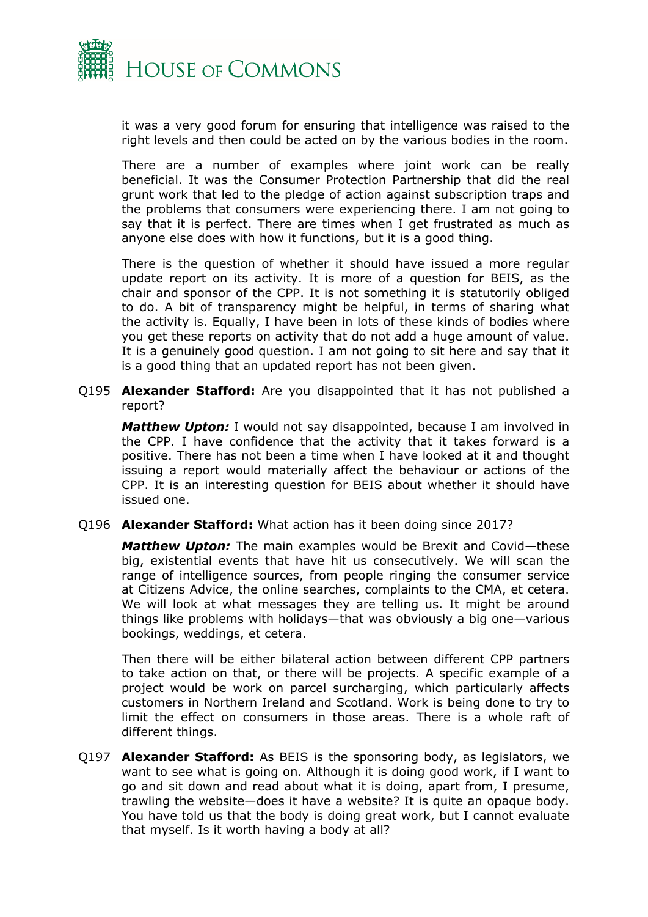it was a very good forum for ensuring that intelligence was raised to the right levels and then could be acted on by the various bodies in the room.

There are a number of examples where joint work can be really beneficial. It was the Consumer Protection Partnership that did the real grunt work that led to the pledge of action against subscription traps and the problems that consumers were experiencing there. I am not going to say that it is perfect. There are times when I get frustrated as much as anyone else does with how it functions, but it is a good thing.

There is the question of whether it should have issued a more regular update report on its activity. It is more of a question for BEIS, as the chair and sponsor of the CPP. It is not something it is statutorily obliged to do. A bit of transparency might be helpful, in terms of sharing what the activity is. Equally, I have been in lots of these kinds of bodies where you get these reports on activity that do not add a huge amount of value. It is a genuinely good question. I am not going to sit here and say that it is a good thing that an updated report has not been given.

Q195 **Alexander Stafford:** Are you disappointed that it has not published a report?

***Matthew Upton:*** I would not say disappointed, because I am involved in the CPP. I have confidence that the activity that it takes forward is a positive. There has not been a time when I have looked at it and thought issuing a report would materially affect the behaviour or actions of the CPP. It is an interesting question for BEIS about whether it should have issued one.

Q196 **Alexander Stafford:** What action has it been doing since 2017?

***Matthew Upton:*** The main examples would be Brexit and Covid—these big, existential events that have hit us consecutively. We will scan the range of intelligence sources, from people ringing the consumer service at Citizens Advice, the online searches, complaints to the CMA, et cetera. We will look at what messages they are telling us. It might be around things like problems with holidays—that was obviously a big one—various bookings, weddings, et cetera.

Then there will be either bilateral action between different CPP partners to take action on that, or there will be projects. A specific example of a project would be work on parcel surcharging, which particularly affects customers in Northern Ireland and Scotland. Work is being done to try to limit the effect on consumers in those areas. There is a whole raft of different things.

Q197 **Alexander Stafford:** As BEIS is the sponsoring body, as legislators, we want to see what is going on. Although it is doing good work, if I want to go and sit down and read about what it is doing, apart from, I presume, trawling the website—does it have a website? It is quite an opaque body. You have told us that the body is doing great work, but I cannot evaluate that myself. Is it worth having a body at all?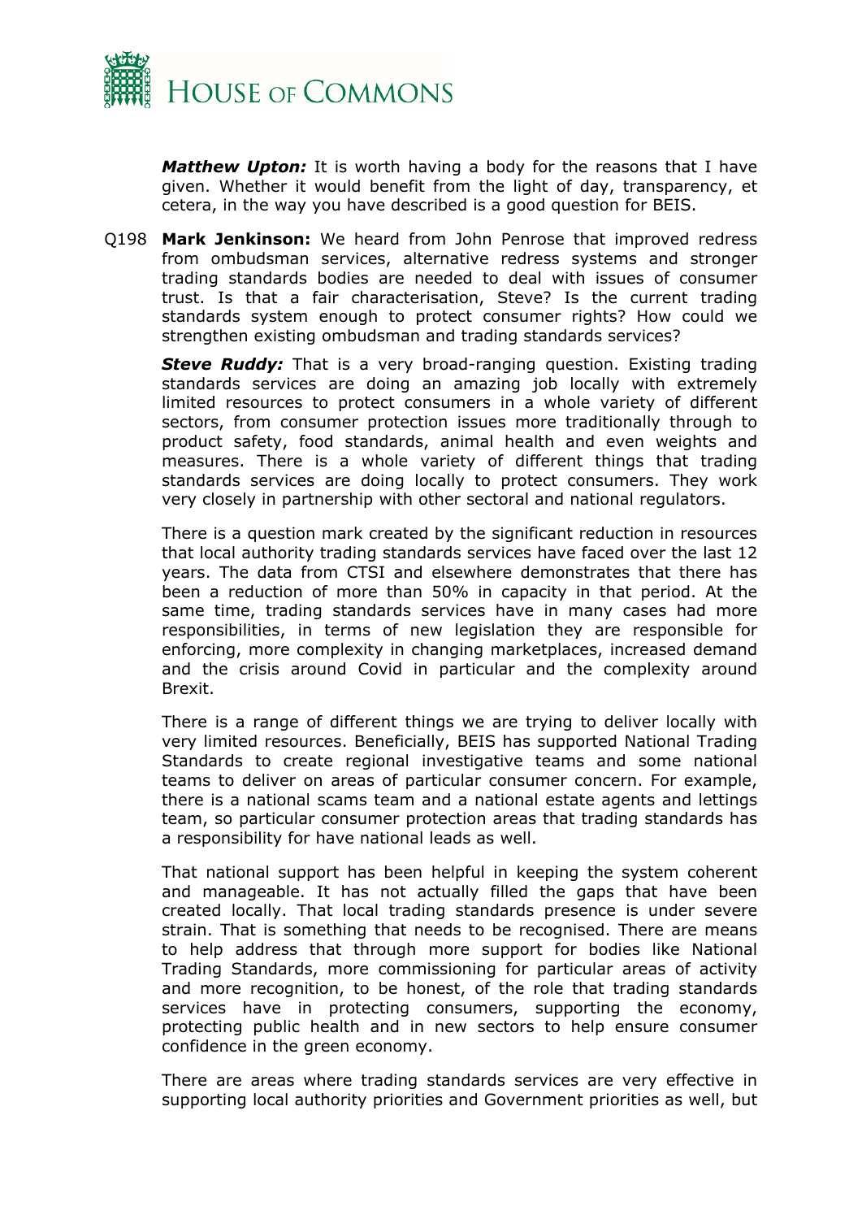***Matthew Upton:*** It is worth having a body for the reasons that I have given. Whether it would benefit from the light of day, transparency, et cetera, in the way you have described is a good question for BEIS.

Q198 **Mark Jenkinson:** We heard from John Penrose that improved redress from ombudsman services, alternative redress systems and stronger trading standards bodies are needed to deal with issues of consumer trust. Is that a fair characterisation, Steve? Is the current trading standards system enough to protect consumer rights? How could we strengthen existing ombudsman and trading standards services?

***Steve Ruddy:*** That is a very broad-ranging question. Existing trading standards services are doing an amazing job locally with extremely limited resources to protect consumers in a whole variety of different sectors, from consumer protection issues more traditionally through to product safety, food standards, animal health and even weights and measures. There is a whole variety of different things that trading standards services are doing locally to protect consumers. They work very closely in partnership with other sectoral and national regulators.

There is a question mark created by the significant reduction in resources that local authority trading standards services have faced over the last 12 years. The data from CTSI and elsewhere demonstrates that there has been a reduction of more than 50% in capacity in that period. At the same time, trading standards services have in many cases had more responsibilities, in terms of new legislation they are responsible for enforcing, more complexity in changing marketplaces, increased demand and the crisis around Covid in particular and the complexity around Brexit.

There is a range of different things we are trying to deliver locally with very limited resources. Beneficially, BEIS has supported National Trading Standards to create regional investigative teams and some national teams to deliver on areas of particular consumer concern. For example, there is a national scams team and a national estate agents and lettings team, so particular consumer protection areas that trading standards has a responsibility for have national leads as well.

That national support has been helpful in keeping the system coherent and manageable. It has not actually filled the gaps that have been created locally. That local trading standards presence is under severe strain. That is something that needs to be recognised. There are means to help address that through more support for bodies like National Trading Standards, more commissioning for particular areas of activity and more recognition, to be honest, of the role that trading standards services have in protecting consumers, supporting the economy, protecting public health and in new sectors to help ensure consumer confidence in the green economy.

There are areas where trading standards services are very effective in supporting local authority priorities and Government priorities as well, but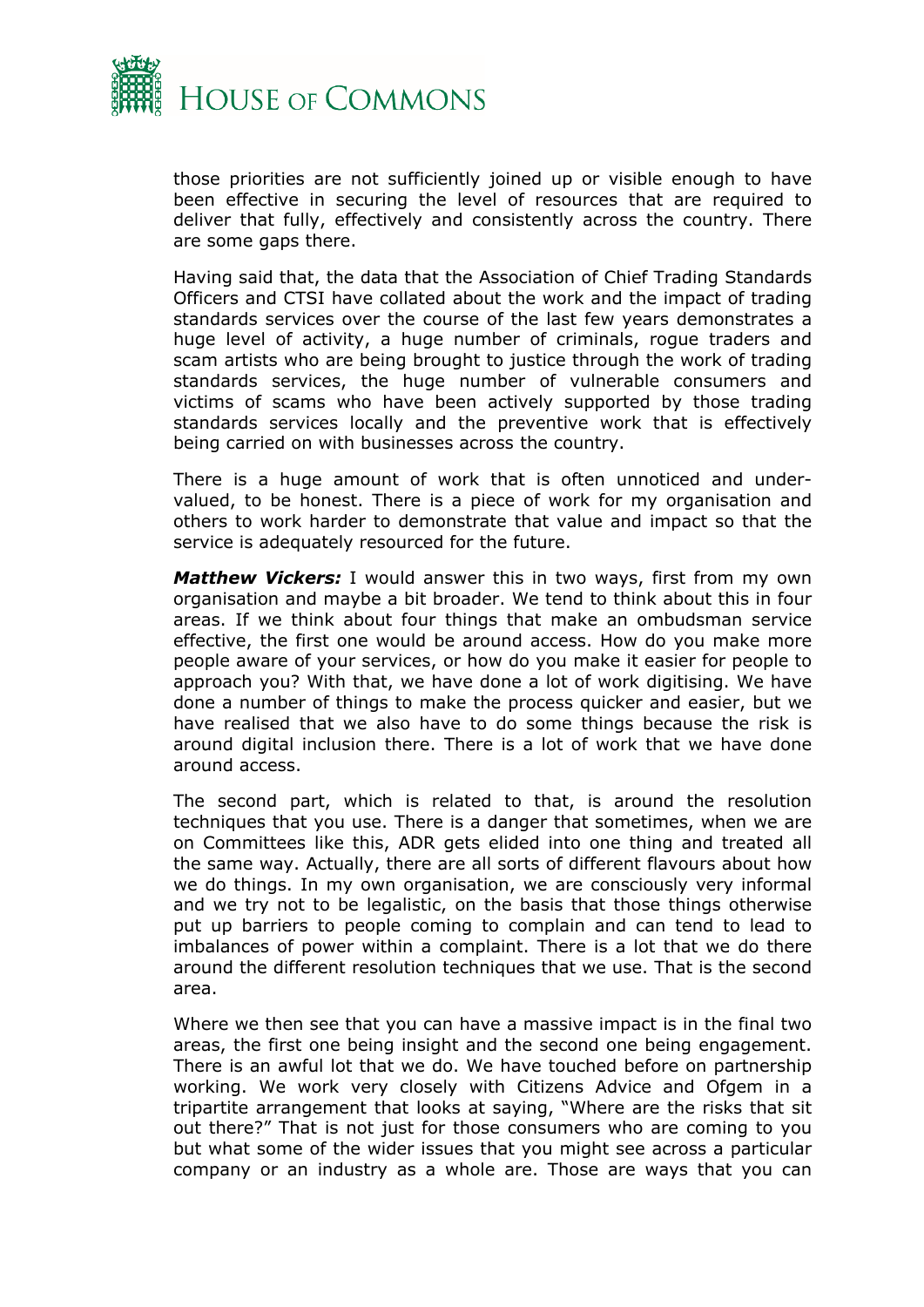those priorities are not sufficiently joined up or visible enough to have been effective in securing the level of resources that are required to deliver that fully, effectively and consistently across the country. There are some gaps there.

Having said that, the data that the Association of Chief Trading Standards Officers and CTSI have collated about the work and the impact of trading standards services over the course of the last few years demonstrates a huge level of activity, a huge number of criminals, rogue traders and scam artists who are being brought to justice through the work of trading standards services, the huge number of vulnerable consumers and victims of scams who have been actively supported by those trading standards services locally and the preventive work that is effectively being carried on with businesses across the country.

There is a huge amount of work that is often unnoticed and under-valued, to be honest. There is a piece of work for my organisation and others to work harder to demonstrate that value and impact so that the service is adequately resourced for the future.

***Matthew Vickers:*** I would answer this in two ways, first from my own organisation and maybe a bit broader. We tend to think about this in four areas. If we think about four things that make an ombudsman service effective, the first one would be around access. How do you make more people aware of your services, or how do you make it easier for people to approach you? With that, we have done a lot of work digitising. We have done a number of things to make the process quicker and easier, but we have realised that we also have to do some things because the risk is around digital inclusion there. There is a lot of work that we have done around access.

The second part, which is related to that, is around the resolution techniques that you use. There is a danger that sometimes, when we are on Committees like this, ADR gets elided into one thing and treated all the same way. Actually, there are all sorts of different flavours about how we do things. In my own organisation, we are consciously very informal and we try not to be legalistic, on the basis that those things otherwise put up barriers to people coming to complain and can tend to lead to imbalances of power within a complaint. There is a lot that we do there around the different resolution techniques that we use. That is the second area.

Where we then see that you can have a massive impact is in the final two areas, the first one being insight and the second one being engagement. There is an awful lot that we do. We have touched before on partnership working. We work very closely with Citizens Advice and Ofgem in a tripartite arrangement that looks at saying, "Where are the risks that sit out there?" That is not just for those consumers who are coming to you but what some of the wider issues that you might see across a particular company or an industry as a whole are. Those are ways that you can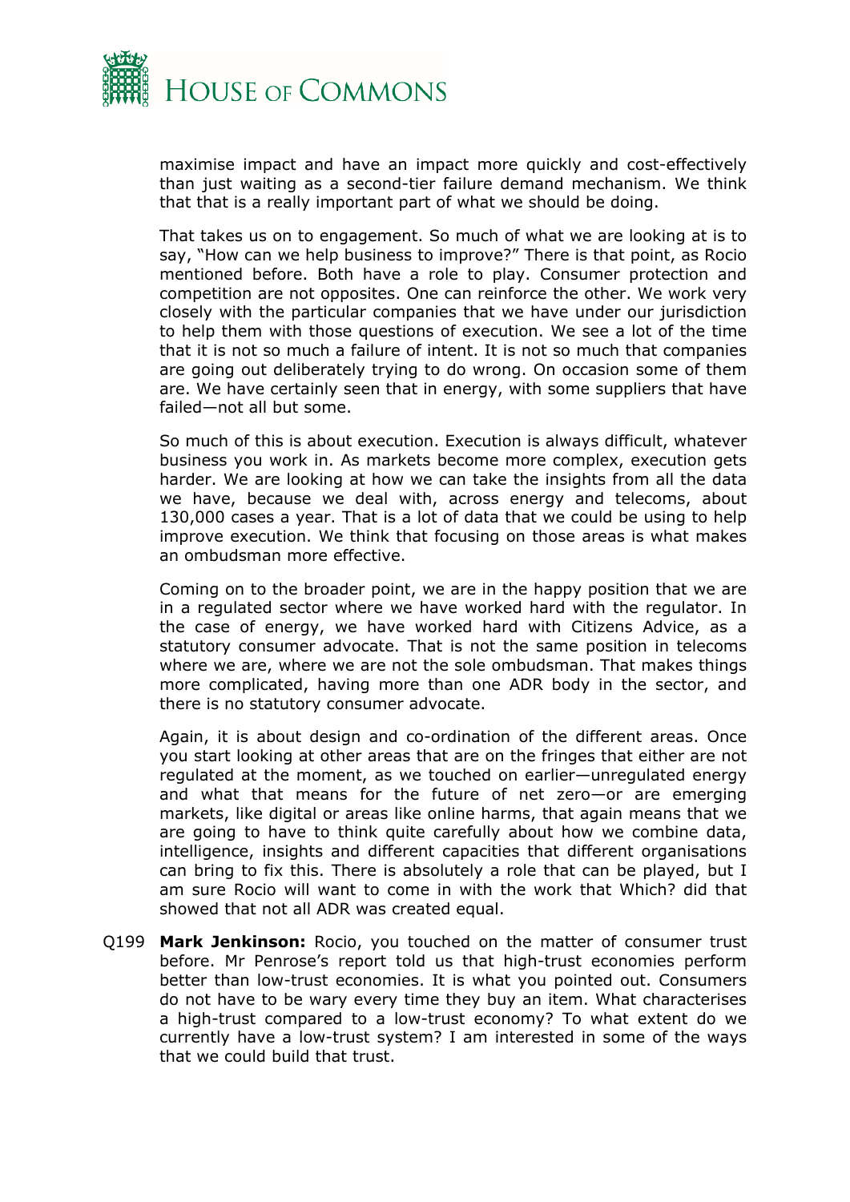maximise impact and have an impact more quickly and cost-effectively than just waiting as a second-tier failure demand mechanism. We think that that is a really important part of what we should be doing.

That takes us on to engagement. So much of what we are looking at is to say, "How can we help business to improve?" There is that point, as Rocio mentioned before. Both have a role to play. Consumer protection and competition are not opposites. One can reinforce the other. We work very closely with the particular companies that we have under our jurisdiction to help them with those questions of execution. We see a lot of the time that it is not so much a failure of intent. It is not so much that companies are going out deliberately trying to do wrong. On occasion some of them are. We have certainly seen that in energy, with some suppliers that have failed—not all but some.

So much of this is about execution. Execution is always difficult, whatever business you work in. As markets become more complex, execution gets harder. We are looking at how we can take the insights from all the data we have, because we deal with, across energy and telecoms, about 130,000 cases a year. That is a lot of data that we could be using to help improve execution. We think that focusing on those areas is what makes an ombudsman more effective.

Coming on to the broader point, we are in the happy position that we are in a regulated sector where we have worked hard with the regulator. In the case of energy, we have worked hard with Citizens Advice, as a statutory consumer advocate. That is not the same position in telecoms where we are, where we are not the sole ombudsman. That makes things more complicated, having more than one ADR body in the sector, and there is no statutory consumer advocate.

Again, it is about design and co-ordination of the different areas. Once you start looking at other areas that are on the fringes that either are not regulated at the moment, as we touched on earlier—unregulated energy and what that means for the future of net zero—or are emerging markets, like digital or areas like online harms, that again means that we are going to have to think quite carefully about how we combine data, intelligence, insights and different capacities that different organisations can bring to fix this. There is absolutely a role that can be played, but I am sure Rocio will want to come in with the work that Which? did that showed that not all ADR was created equal.

Q199 **Mark Jenkinson:** Rocio, you touched on the matter of consumer trust before. Mr Penrose's report told us that high-trust economies perform better than low-trust economies. It is what you pointed out. Consumers do not have to be wary every time they buy an item. What characterises a high-trust compared to a low-trust economy? To what extent do we currently have a low-trust system? I am interested in some of the ways that we could build that trust.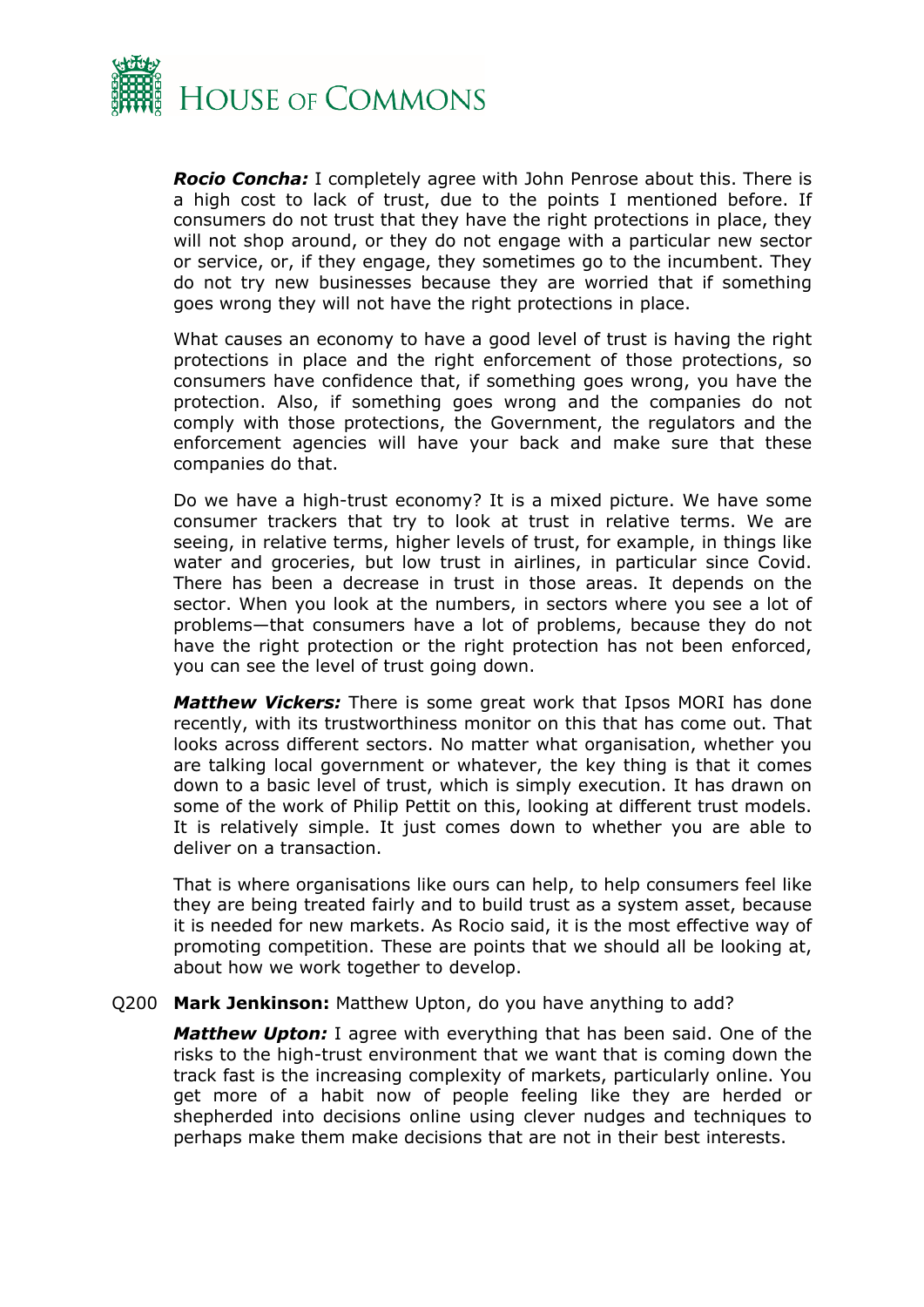***Rocio Concha:*** I completely agree with John Penrose about this. There is a high cost to lack of trust, due to the points I mentioned before. If consumers do not trust that they have the right protections in place, they will not shop around, or they do not engage with a particular new sector or service, or, if they engage, they sometimes go to the incumbent. They do not try new businesses because they are worried that if something goes wrong they will not have the right protections in place.

What causes an economy to have a good level of trust is having the right protections in place and the right enforcement of those protections, so consumers have confidence that, if something goes wrong, you have the protection. Also, if something goes wrong and the companies do not comply with those protections, the Government, the regulators and the enforcement agencies will have your back and make sure that these companies do that.

Do we have a high-trust economy? It is a mixed picture. We have some consumer trackers that try to look at trust in relative terms. We are seeing, in relative terms, higher levels of trust, for example, in things like water and groceries, but low trust in airlines, in particular since Covid. There has been a decrease in trust in those areas. It depends on the sector. When you look at the numbers, in sectors where you see a lot of problems—that consumers have a lot of problems, because they do not have the right protection or the right protection has not been enforced, you can see the level of trust going down.

***Matthew Vickers:*** There is some great work that Ipsos MORI has done recently, with its trustworthiness monitor on this that has come out. That looks across different sectors. No matter what organisation, whether you are talking local government or whatever, the key thing is that it comes down to a basic level of trust, which is simply execution. It has drawn on some of the work of Philip Pettit on this, looking at different trust models. It is relatively simple. It just comes down to whether you are able to deliver on a transaction.

That is where organisations like ours can help, to help consumers feel like they are being treated fairly and to build trust as a system asset, because it is needed for new markets. As Rocio said, it is the most effective way of promoting competition. These are points that we should all be looking at, about how we work together to develop.

Q200 **Mark Jenkinson:** Matthew Upton, do you have anything to add?

***Matthew Upton:*** I agree with everything that has been said. One of the risks to the high-trust environment that we want that is coming down the track fast is the increasing complexity of markets, particularly online. You get more of a habit now of people feeling like they are herded or shepherded into decisions online using clever nudges and techniques to perhaps make them make decisions that are not in their best interests.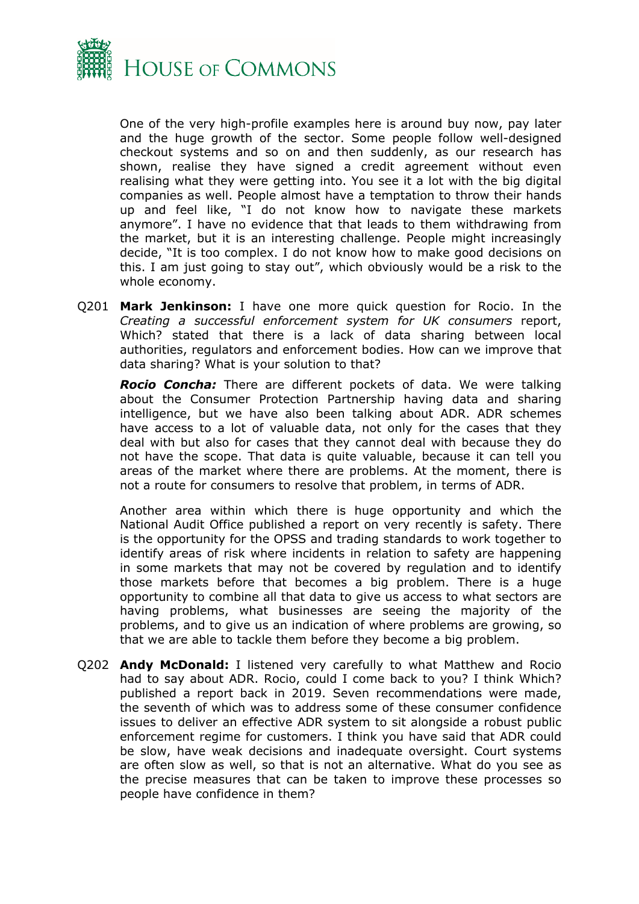One of the very high-profile examples here is around buy now, pay later and the huge growth of the sector. Some people follow well-designed checkout systems and so on and then suddenly, as our research has shown, realise they have signed a credit agreement without even realising what they were getting into. You see it a lot with the big digital companies as well. People almost have a temptation to throw their hands up and feel like, "I do not know how to navigate these markets anymore". I have no evidence that that leads to them withdrawing from the market, but it is an interesting challenge. People might increasingly decide, "It is too complex. I do not know how to make good decisions on this. I am just going to stay out", which obviously would be a risk to the whole economy.

Q201 **Mark Jenkinson:** I have one more quick question for Rocio. In the *Creating a successful enforcement system for UK consumers* report, Which? stated that there is a lack of data sharing between local authorities, regulators and enforcement bodies. How can we improve that data sharing? What is your solution to that?

***Rocio Concha:*** There are different pockets of data. We were talking about the Consumer Protection Partnership having data and sharing intelligence, but we have also been talking about ADR. ADR schemes have access to a lot of valuable data, not only for the cases that they deal with but also for cases that they cannot deal with because they do not have the scope. That data is quite valuable, because it can tell you areas of the market where there are problems. At the moment, there is not a route for consumers to resolve that problem, in terms of ADR.

Another area within which there is huge opportunity and which the National Audit Office published a report on very recently is safety. There is the opportunity for the OPSS and trading standards to work together to identify areas of risk where incidents in relation to safety are happening in some markets that may not be covered by regulation and to identify those markets before that becomes a big problem. There is a huge opportunity to combine all that data to give us access to what sectors are having problems, what businesses are seeing the majority of the problems, and to give us an indication of where problems are growing, so that we are able to tackle them before they become a big problem.

Q202 **Andy McDonald:** I listened very carefully to what Matthew and Rocio had to say about ADR. Rocio, could I come back to you? I think Which? published a report back in 2019. Seven recommendations were made, the seventh of which was to address some of these consumer confidence issues to deliver an effective ADR system to sit alongside a robust public enforcement regime for customers. I think you have said that ADR could be slow, have weak decisions and inadequate oversight. Court systems are often slow as well, so that is not an alternative. What do you see as the precise measures that can be taken to improve these processes so people have confidence in them?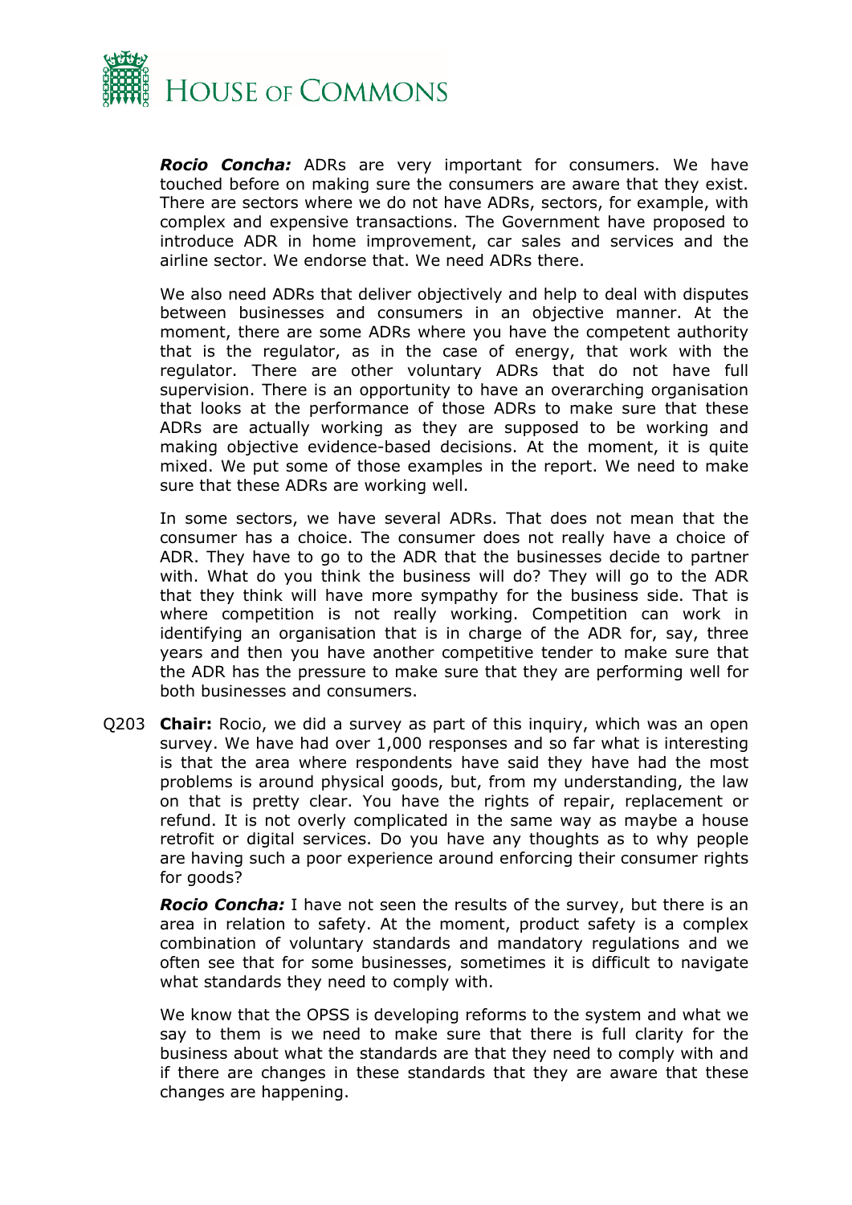***Rocio Concha:*** ADRs are very important for consumers. We have touched before on making sure the consumers are aware that they exist. There are sectors where we do not have ADRs, sectors, for example, with complex and expensive transactions. The Government have proposed to introduce ADR in home improvement, car sales and services and the airline sector. We endorse that. We need ADRs there.

We also need ADRs that deliver objectively and help to deal with disputes between businesses and consumers in an objective manner. At the moment, there are some ADRs where you have the competent authority that is the regulator, as in the case of energy, that work with the regulator. There are other voluntary ADRs that do not have full supervision. There is an opportunity to have an overarching organisation that looks at the performance of those ADRs to make sure that these ADRs are actually working as they are supposed to be working and making objective evidence-based decisions. At the moment, it is quite mixed. We put some of those examples in the report. We need to make sure that these ADRs are working well.

In some sectors, we have several ADRs. That does not mean that the consumer has a choice. The consumer does not really have a choice of ADR. They have to go to the ADR that the businesses decide to partner with. What do you think the business will do? They will go to the ADR that they think will have more sympathy for the business side. That is where competition is not really working. Competition can work in identifying an organisation that is in charge of the ADR for, say, three years and then you have another competitive tender to make sure that the ADR has the pressure to make sure that they are performing well for both businesses and consumers.

Q203 **Chair:** Rocio, we did a survey as part of this inquiry, which was an open survey. We have had over 1,000 responses and so far what is interesting is that the area where respondents have said they have had the most problems is around physical goods, but, from my understanding, the law on that is pretty clear. You have the rights of repair, replacement or refund. It is not overly complicated in the same way as maybe a house retrofit or digital services. Do you have any thoughts as to why people are having such a poor experience around enforcing their consumer rights for goods?

***Rocio Concha:*** I have not seen the results of the survey, but there is an area in relation to safety. At the moment, product safety is a complex combination of voluntary standards and mandatory regulations and we often see that for some businesses, sometimes it is difficult to navigate what standards they need to comply with.

We know that the OPSS is developing reforms to the system and what we say to them is we need to make sure that there is full clarity for the business about what the standards are that they need to comply with and if there are changes in these standards that they are aware that these changes are happening.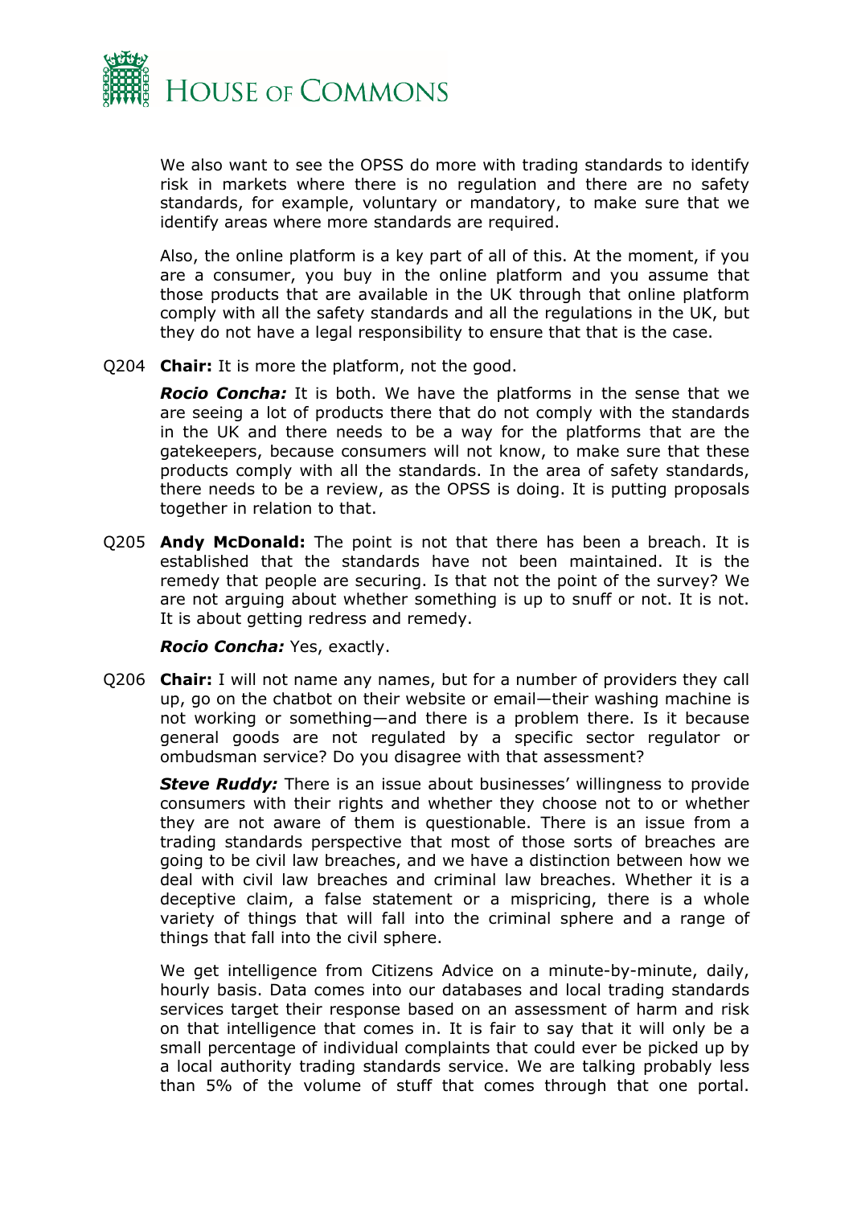We also want to see the OPSS do more with trading standards to identify risk in markets where there is no regulation and there are no safety standards, for example, voluntary or mandatory, to make sure that we identify areas where more standards are required.

Also, the online platform is a key part of all of this. At the moment, if you are a consumer, you buy in the online platform and you assume that those products that are available in the UK through that online platform comply with all the safety standards and all the regulations in the UK, but they do not have a legal responsibility to ensure that that is the case.

Q204 **Chair:** It is more the platform, not the good.

***Rocio Concha:*** It is both. We have the platforms in the sense that we are seeing a lot of products there that do not comply with the standards in the UK and there needs to be a way for the platforms that are the gatekeepers, because consumers will not know, to make sure that these products comply with all the standards. In the area of safety standards, there needs to be a review, as the OPSS is doing. It is putting proposals together in relation to that.

Q205 **Andy McDonald:** The point is not that there has been a breach. It is established that the standards have not been maintained. It is the remedy that people are securing. Is that not the point of the survey? We are not arguing about whether something is up to snuff or not. It is not. It is about getting redress and remedy.

***Rocio Concha:*** Yes, exactly.

Q206 **Chair:** I will not name any names, but for a number of providers they call up, go on the chatbot on their website or email—their washing machine is not working or something—and there is a problem there. Is it because general goods are not regulated by a specific sector regulator or ombudsman service? Do you disagree with that assessment?

***Steve Ruddy:*** There is an issue about businesses' willingness to provide consumers with their rights and whether they choose not to or whether they are not aware of them is questionable. There is an issue from a trading standards perspective that most of those sorts of breaches are going to be civil law breaches, and we have a distinction between how we deal with civil law breaches and criminal law breaches. Whether it is a deceptive claim, a false statement or a mispricing, there is a whole variety of things that will fall into the criminal sphere and a range of things that fall into the civil sphere.

We get intelligence from Citizens Advice on a minute-by-minute, daily, hourly basis. Data comes into our databases and local trading standards services target their response based on an assessment of harm and risk on that intelligence that comes in. It is fair to say that it will only be a small percentage of individual complaints that could ever be picked up by a local authority trading standards service. We are talking probably less than 5% of the volume of stuff that comes through that one portal.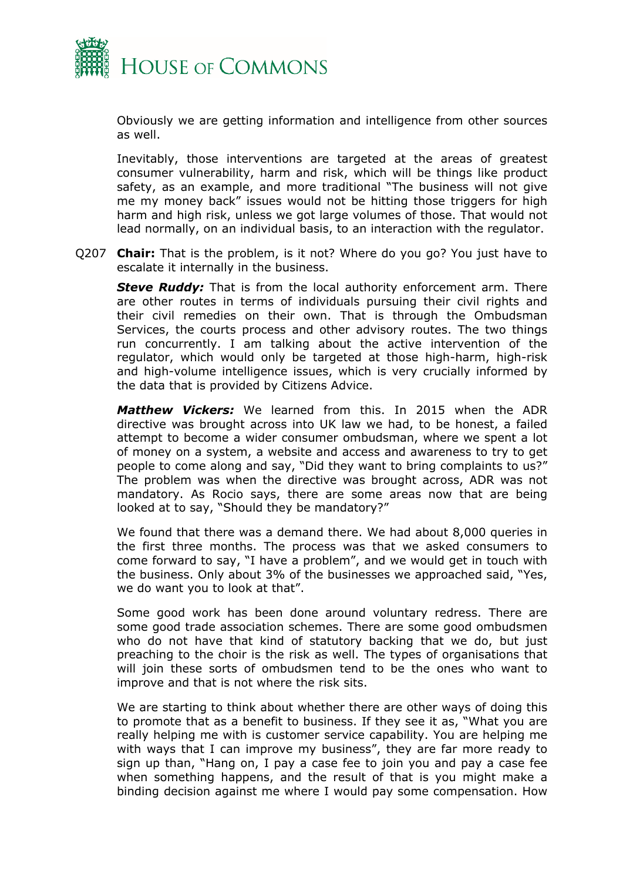Obviously we are getting information and intelligence from other sources as well.

Inevitably, those interventions are targeted at the areas of greatest consumer vulnerability, harm and risk, which will be things like product safety, as an example, and more traditional "The business will not give me my money back" issues would not be hitting those triggers for high harm and high risk, unless we got large volumes of those. That would not lead normally, on an individual basis, to an interaction with the regulator.

Q207 **Chair:** That is the problem, is it not? Where do you go? You just have to escalate it internally in the business.

***Steve Ruddy:*** That is from the local authority enforcement arm. There are other routes in terms of individuals pursuing their civil rights and their civil remedies on their own. That is through the Ombudsman Services, the courts process and other advisory routes. The two things run concurrently. I am talking about the active intervention of the regulator, which would only be targeted at those high-harm, high-risk and high-volume intelligence issues, which is very crucially informed by the data that is provided by Citizens Advice.

***Matthew Vickers:*** We learned from this. In 2015 when the ADR directive was brought across into UK law we had, to be honest, a failed attempt to become a wider consumer ombudsman, where we spent a lot of money on a system, a website and access and awareness to try to get people to come along and say, "Did they want to bring complaints to us?" The problem was when the directive was brought across, ADR was not mandatory. As Rocio says, there are some areas now that are being looked at to say, "Should they be mandatory?"

We found that there was a demand there. We had about 8,000 queries in the first three months. The process was that we asked consumers to come forward to say, "I have a problem", and we would get in touch with the business. Only about 3% of the businesses we approached said, "Yes, we do want you to look at that".

Some good work has been done around voluntary redress. There are some good trade association schemes. There are some good ombudsmen who do not have that kind of statutory backing that we do, but just preaching to the choir is the risk as well. The types of organisations that will join these sorts of ombudsmen tend to be the ones who want to improve and that is not where the risk sits.

We are starting to think about whether there are other ways of doing this to promote that as a benefit to business. If they see it as, "What you are really helping me with is customer service capability. You are helping me with ways that I can improve my business", they are far more ready to sign up than, "Hang on, I pay a case fee to join you and pay a case fee when something happens, and the result of that is you might make a binding decision against me where I would pay some compensation. How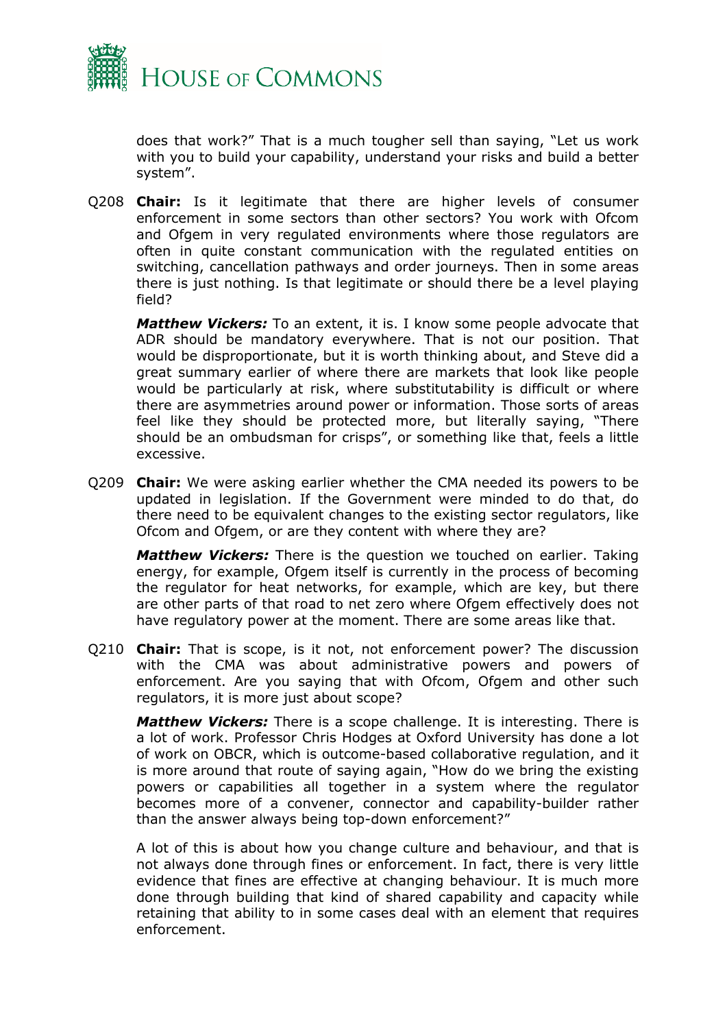does that work?" That is a much tougher sell than saying, "Let us work with you to build your capability, understand your risks and build a better system".

Q208 **Chair:** Is it legitimate that there are higher levels of consumer enforcement in some sectors than other sectors? You work with Ofcom and Ofgem in very regulated environments where those regulators are often in quite constant communication with the regulated entities on switching, cancellation pathways and order journeys. Then in some areas there is just nothing. Is that legitimate or should there be a level playing field?

***Matthew Vickers:*** To an extent, it is. I know some people advocate that ADR should be mandatory everywhere. That is not our position. That would be disproportionate, but it is worth thinking about, and Steve did a great summary earlier of where there are markets that look like people would be particularly at risk, where substitutability is difficult or where there are asymmetries around power or information. Those sorts of areas feel like they should be protected more, but literally saying, "There should be an ombudsman for crisps", or something like that, feels a little excessive.

Q209 **Chair:** We were asking earlier whether the CMA needed its powers to be updated in legislation. If the Government were minded to do that, do there need to be equivalent changes to the existing sector regulators, like Ofcom and Ofgem, or are they content with where they are?

***Matthew Vickers:*** There is the question we touched on earlier. Taking energy, for example, Ofgem itself is currently in the process of becoming the regulator for heat networks, for example, which are key, but there are other parts of that road to net zero where Ofgem effectively does not have regulatory power at the moment. There are some areas like that.

Q210 **Chair:** That is scope, is it not, not enforcement power? The discussion with the CMA was about administrative powers and powers of enforcement. Are you saying that with Ofcom, Ofgem and other such regulators, it is more just about scope?

***Matthew Vickers:*** There is a scope challenge. It is interesting. There is a lot of work. Professor Chris Hodges at Oxford University has done a lot of work on OBCR, which is outcome-based collaborative regulation, and it is more around that route of saying again, "How do we bring the existing powers or capabilities all together in a system where the regulator becomes more of a convener, connector and capability-builder rather than the answer always being top-down enforcement?"

A lot of this is about how you change culture and behaviour, and that is not always done through fines or enforcement. In fact, there is very little evidence that fines are effective at changing behaviour. It is much more done through building that kind of shared capability and capacity while retaining that ability to in some cases deal with an element that requires enforcement.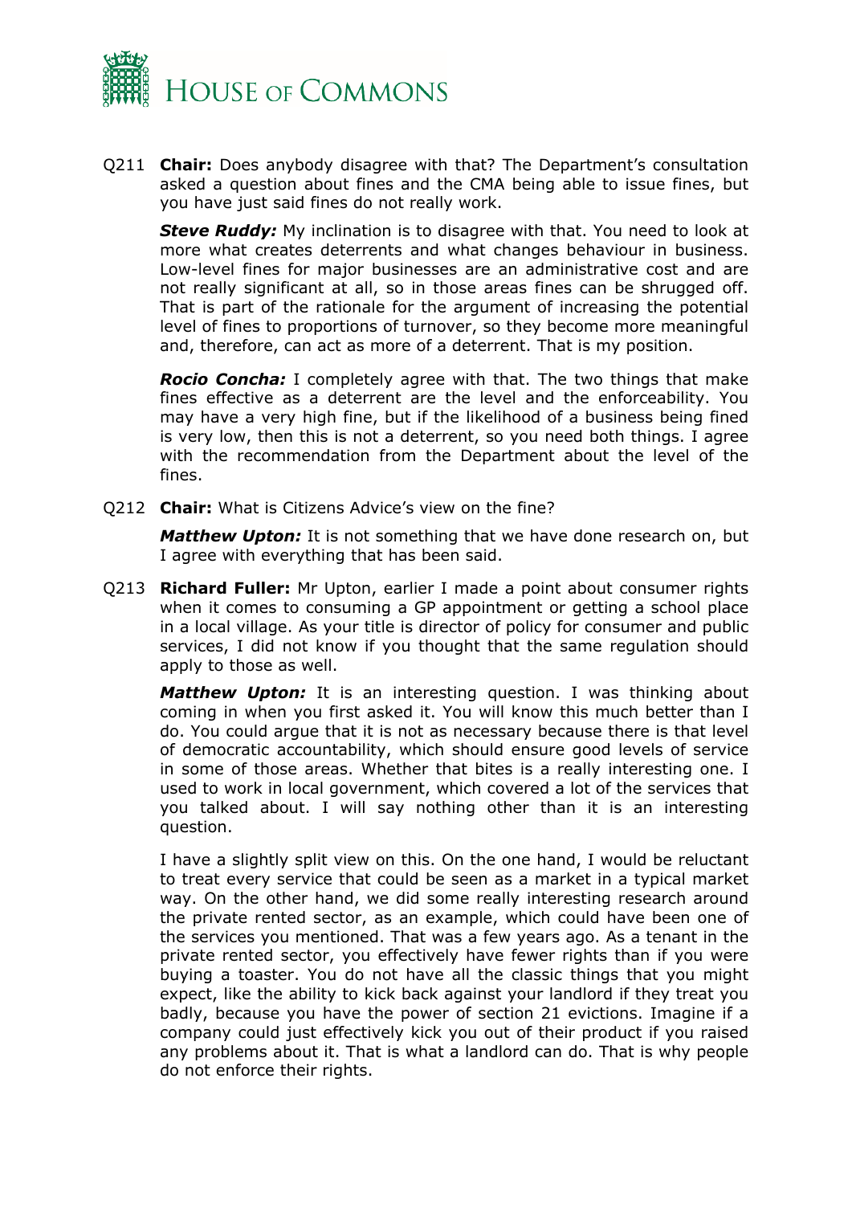Q211 **Chair:** Does anybody disagree with that? The Department's consultation asked a question about fines and the CMA being able to issue fines, but you have just said fines do not really work.

***Steve Ruddy:*** My inclination is to disagree with that. You need to look at more what creates deterrents and what changes behaviour in business. Low-level fines for major businesses are an administrative cost and are not really significant at all, so in those areas fines can be shrugged off. That is part of the rationale for the argument of increasing the potential level of fines to proportions of turnover, so they become more meaningful and, therefore, can act as more of a deterrent. That is my position.

***Rocio Concha:*** I completely agree with that. The two things that make fines effective as a deterrent are the level and the enforceability. You may have a very high fine, but if the likelihood of a business being fined is very low, then this is not a deterrent, so you need both things. I agree with the recommendation from the Department about the level of the fines.

Q212 **Chair:** What is Citizens Advice's view on the fine?

***Matthew Upton:*** It is not something that we have done research on, but I agree with everything that has been said.

Q213 **Richard Fuller:** Mr Upton, earlier I made a point about consumer rights when it comes to consuming a GP appointment or getting a school place in a local village. As your title is director of policy for consumer and public services, I did not know if you thought that the same regulation should apply to those as well.

***Matthew Upton:*** It is an interesting question. I was thinking about coming in when you first asked it. You will know this much better than I do. You could argue that it is not as necessary because there is that level of democratic accountability, which should ensure good levels of service in some of those areas. Whether that bites is a really interesting one. I used to work in local government, which covered a lot of the services that you talked about. I will say nothing other than it is an interesting question.

I have a slightly split view on this. On the one hand, I would be reluctant to treat every service that could be seen as a market in a typical market way. On the other hand, we did some really interesting research around the private rented sector, as an example, which could have been one of the services you mentioned. That was a few years ago. As a tenant in the private rented sector, you effectively have fewer rights than if you were buying a toaster. You do not have all the classic things that you might expect, like the ability to kick back against your landlord if they treat you badly, because you have the power of section 21 evictions. Imagine if a company could just effectively kick you out of their product if you raised any problems about it. That is what a landlord can do. That is why people do not enforce their rights.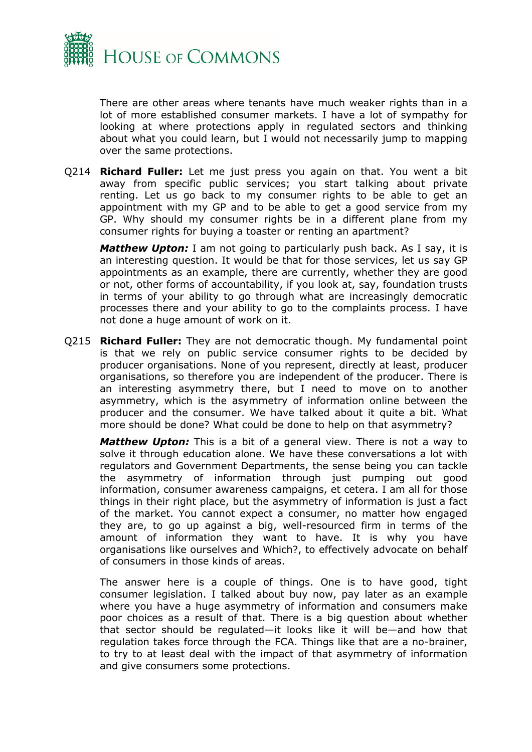There are other areas where tenants have much weaker rights than in a lot of more established consumer markets. I have a lot of sympathy for looking at where protections apply in regulated sectors and thinking about what you could learn, but I would not necessarily jump to mapping over the same protections.

Q214 **Richard Fuller:** Let me just press you again on that. You went a bit away from specific public services; you start talking about private renting. Let us go back to my consumer rights to be able to get an appointment with my GP and to be able to get a good service from my GP. Why should my consumer rights be in a different plane from my consumer rights for buying a toaster or renting an apartment?

***Matthew Upton:*** I am not going to particularly push back. As I say, it is an interesting question. It would be that for those services, let us say GP appointments as an example, there are currently, whether they are good or not, other forms of accountability, if you look at, say, foundation trusts in terms of your ability to go through what are increasingly democratic processes there and your ability to go to the complaints process. I have not done a huge amount of work on it.

Q215 **Richard Fuller:** They are not democratic though. My fundamental point is that we rely on public service consumer rights to be decided by producer organisations. None of you represent, directly at least, producer organisations, so therefore you are independent of the producer. There is an interesting asymmetry there, but I need to move on to another asymmetry, which is the asymmetry of information online between the producer and the consumer. We have talked about it quite a bit. What more should be done? What could be done to help on that asymmetry?

***Matthew Upton:*** This is a bit of a general view. There is not a way to solve it through education alone. We have these conversations a lot with regulators and Government Departments, the sense being you can tackle the asymmetry of information through just pumping out good information, consumer awareness campaigns, et cetera. I am all for those things in their right place, but the asymmetry of information is just a fact of the market. You cannot expect a consumer, no matter how engaged they are, to go up against a big, well-resourced firm in terms of the amount of information they want to have. It is why you have organisations like ourselves and Which?, to effectively advocate on behalf of consumers in those kinds of areas.

The answer here is a couple of things. One is to have good, tight consumer legislation. I talked about buy now, pay later as an example where you have a huge asymmetry of information and consumers make poor choices as a result of that. There is a big question about whether that sector should be regulated—it looks like it will be—and how that regulation takes force through the FCA. Things like that are a no-brainer, to try to at least deal with the impact of that asymmetry of information and give consumers some protections.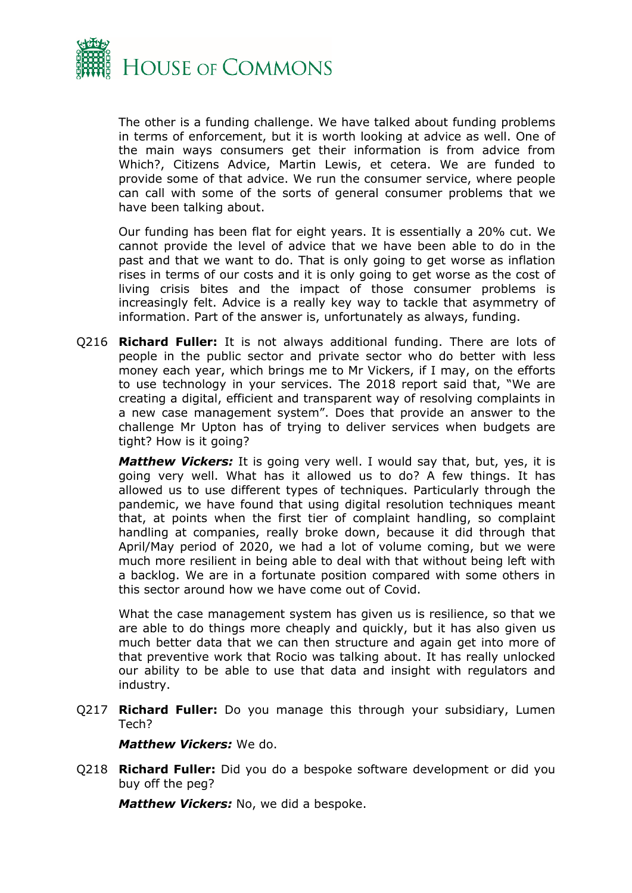The other is a funding challenge. We have talked about funding problems in terms of enforcement, but it is worth looking at advice as well. One of the main ways consumers get their information is from advice from Which?, Citizens Advice, Martin Lewis, et cetera. We are funded to provide some of that advice. We run the consumer service, where people can call with some of the sorts of general consumer problems that we have been talking about.

Our funding has been flat for eight years. It is essentially a 20% cut. We cannot provide the level of advice that we have been able to do in the past and that we want to do. That is only going to get worse as inflation rises in terms of our costs and it is only going to get worse as the cost of living crisis bites and the impact of those consumer problems is increasingly felt. Advice is a really key way to tackle that asymmetry of information. Part of the answer is, unfortunately as always, funding.

Q216 **Richard Fuller:** It is not always additional funding. There are lots of people in the public sector and private sector who do better with less money each year, which brings me to Mr Vickers, if I may, on the efforts to use technology in your services. The 2018 report said that, "We are creating a digital, efficient and transparent way of resolving complaints in a new case management system". Does that provide an answer to the challenge Mr Upton has of trying to deliver services when budgets are tight? How is it going?

***Matthew Vickers:*** It is going very well. I would say that, but, yes, it is going very well. What has it allowed us to do? A few things. It has allowed us to use different types of techniques. Particularly through the pandemic, we have found that using digital resolution techniques meant that, at points when the first tier of complaint handling, so complaint handling at companies, really broke down, because it did through that April/May period of 2020, we had a lot of volume coming, but we were much more resilient in being able to deal with that without being left with a backlog. We are in a fortunate position compared with some others in this sector around how we have come out of Covid.

What the case management system has given us is resilience, so that we are able to do things more cheaply and quickly, but it has also given us much better data that we can then structure and again get into more of that preventive work that Rocio was talking about. It has really unlocked our ability to be able to use that data and insight with regulators and industry.

Q217 **Richard Fuller:** Do you manage this through your subsidiary, Lumen Tech?

***Matthew Vickers:*** We do.

Q218 **Richard Fuller:** Did you do a bespoke software development or did you buy off the peg?

***Matthew Vickers:*** No, we did a bespoke.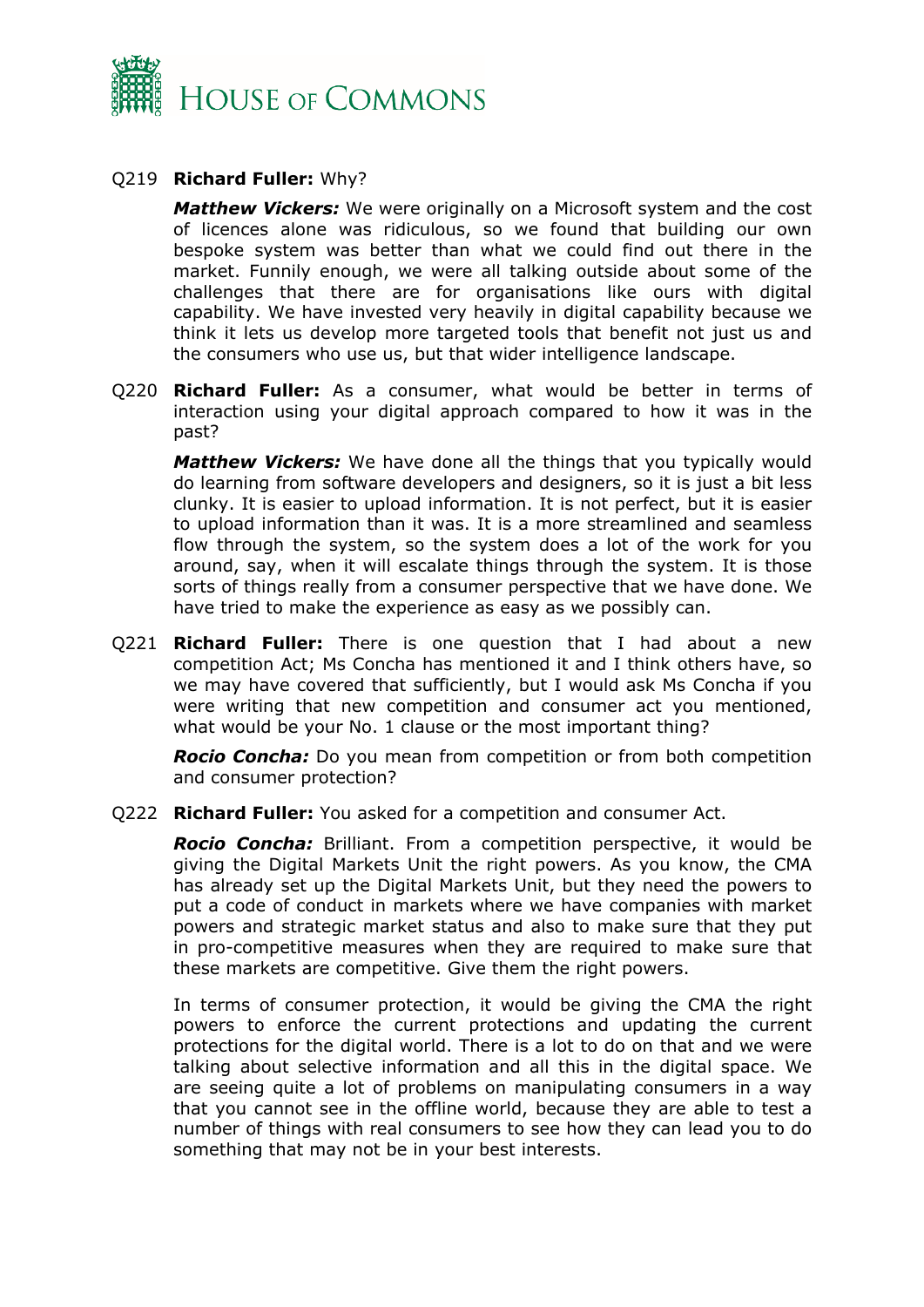Q219 **Richard Fuller:** Why?

***Matthew Vickers:*** We were originally on a Microsoft system and the cost of licences alone was ridiculous, so we found that building our own bespoke system was better than what we could find out there in the market. Funnily enough, we were all talking outside about some of the challenges that there are for organisations like ours with digital capability. We have invested very heavily in digital capability because we think it lets us develop more targeted tools that benefit not just us and the consumers who use us, but that wider intelligence landscape.

Q220 **Richard Fuller:** As a consumer, what would be better in terms of interaction using your digital approach compared to how it was in the past?

***Matthew Vickers:*** We have done all the things that you typically would do learning from software developers and designers, so it is just a bit less clunky. It is easier to upload information. It is not perfect, but it is easier to upload information than it was. It is a more streamlined and seamless flow through the system, so the system does a lot of the work for you around, say, when it will escalate things through the system. It is those sorts of things really from a consumer perspective that we have done. We have tried to make the experience as easy as we possibly can.

Q221 **Richard Fuller:** There is one question that I had about a new competition Act; Ms Concha has mentioned it and I think others have, so we may have covered that sufficiently, but I would ask Ms Concha if you were writing that new competition and consumer act you mentioned, what would be your No. 1 clause or the most important thing?

***Rocio Concha:*** Do you mean from competition or from both competition and consumer protection?

Q222 **Richard Fuller:** You asked for a competition and consumer Act.

***Rocio Concha:*** Brilliant. From a competition perspective, it would be giving the Digital Markets Unit the right powers. As you know, the CMA has already set up the Digital Markets Unit, but they need the powers to put a code of conduct in markets where we have companies with market powers and strategic market status and also to make sure that they put in pro-competitive measures when they are required to make sure that these markets are competitive. Give them the right powers.

In terms of consumer protection, it would be giving the CMA the right powers to enforce the current protections and updating the current protections for the digital world. There is a lot to do on that and we were talking about selective information and all this in the digital space. We are seeing quite a lot of problems on manipulating consumers in a way that you cannot see in the offline world, because they are able to test a number of things with real consumers to see how they can lead you to do something that may not be in your best interests.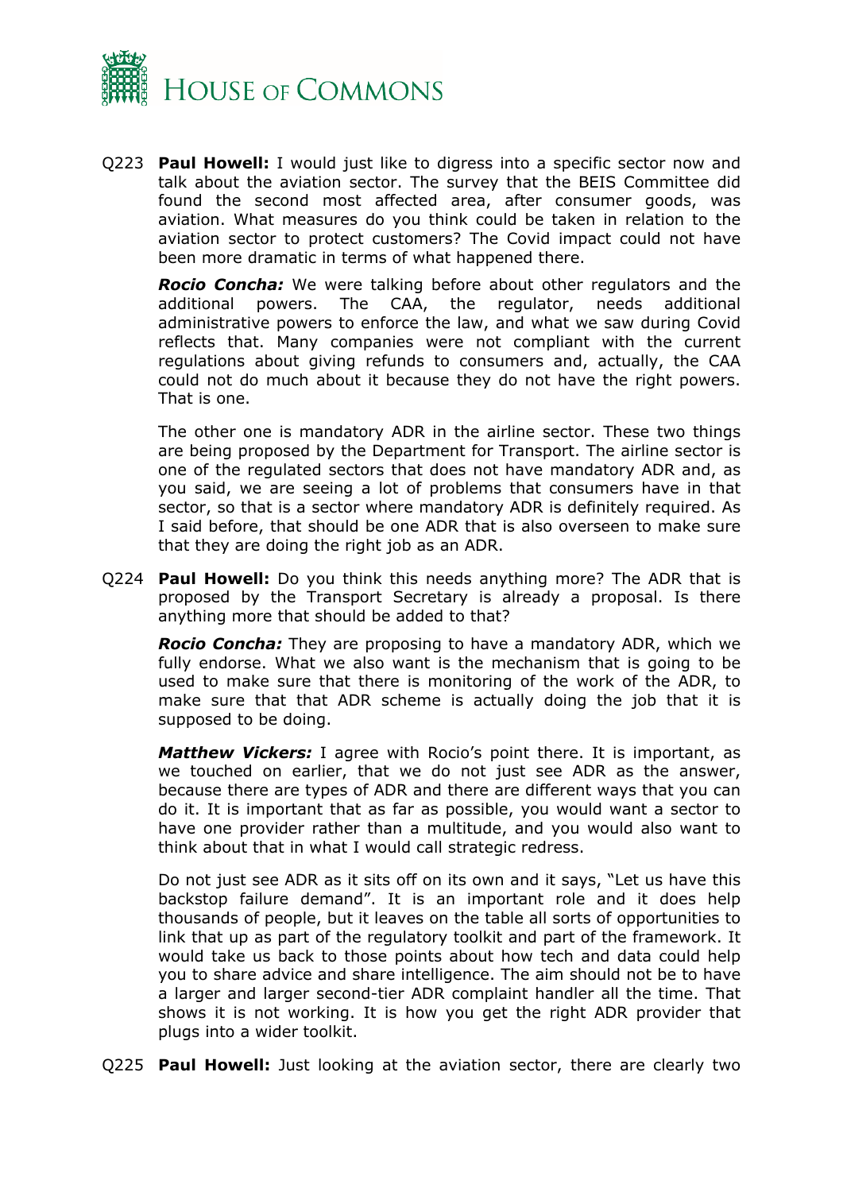Q223 **Paul Howell:** I would just like to digress into a specific sector now and talk about the aviation sector. The survey that the BEIS Committee did found the second most affected area, after consumer goods, was aviation. What measures do you think could be taken in relation to the aviation sector to protect customers? The Covid impact could not have been more dramatic in terms of what happened there.

***Rocio Concha:*** We were talking before about other regulators and the additional powers. The CAA, the regulator, needs additional administrative powers to enforce the law, and what we saw during Covid reflects that. Many companies were not compliant with the current regulations about giving refunds to consumers and, actually, the CAA could not do much about it because they do not have the right powers. That is one.

The other one is mandatory ADR in the airline sector. These two things are being proposed by the Department for Transport. The airline sector is one of the regulated sectors that does not have mandatory ADR and, as you said, we are seeing a lot of problems that consumers have in that sector, so that is a sector where mandatory ADR is definitely required. As I said before, that should be one ADR that is also overseen to make sure that they are doing the right job as an ADR.

Q224 **Paul Howell:** Do you think this needs anything more? The ADR that is proposed by the Transport Secretary is already a proposal. Is there anything more that should be added to that?

***Rocio Concha:*** They are proposing to have a mandatory ADR, which we fully endorse. What we also want is the mechanism that is going to be used to make sure that there is monitoring of the work of the ADR, to make sure that that ADR scheme is actually doing the job that it is supposed to be doing.

***Matthew Vickers:*** I agree with Rocio's point there. It is important, as we touched on earlier, that we do not just see ADR as the answer, because there are types of ADR and there are different ways that you can do it. It is important that as far as possible, you would want a sector to have one provider rather than a multitude, and you would also want to think about that in what I would call strategic redress.

Do not just see ADR as it sits off on its own and it says, "Let us have this backstop failure demand". It is an important role and it does help thousands of people, but it leaves on the table all sorts of opportunities to link that up as part of the regulatory toolkit and part of the framework. It would take us back to those points about how tech and data could help you to share advice and share intelligence. The aim should not be to have a larger and larger second-tier ADR complaint handler all the time. That shows it is not working. It is how you get the right ADR provider that plugs into a wider toolkit.

Q225 **Paul Howell:** Just looking at the aviation sector, there are clearly two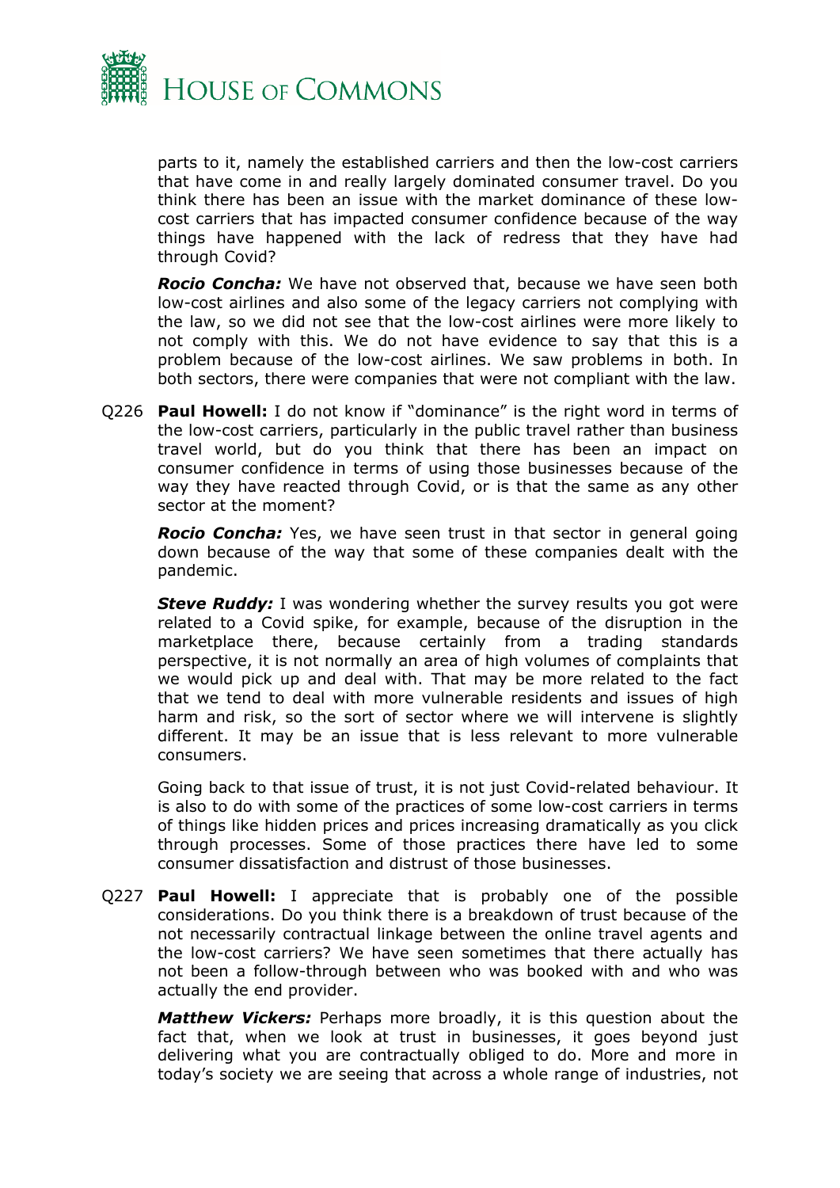parts to it, namely the established carriers and then the low-cost carriers that have come in and really largely dominated consumer travel. Do you think there has been an issue with the market dominance of these low-cost carriers that has impacted consumer confidence because of the way things have happened with the lack of redress that they have had through Covid?

***Rocio Concha:*** We have not observed that, because we have seen both low-cost airlines and also some of the legacy carriers not complying with the law, so we did not see that the low-cost airlines were more likely to not comply with this. We do not have evidence to say that this is a problem because of the low-cost airlines. We saw problems in both. In both sectors, there were companies that were not compliant with the law.

Q226 **Paul Howell:** I do not know if "dominance" is the right word in terms of the low-cost carriers, particularly in the public travel rather than business travel world, but do you think that there has been an impact on consumer confidence in terms of using those businesses because of the way they have reacted through Covid, or is that the same as any other sector at the moment?

***Rocio Concha:*** Yes, we have seen trust in that sector in general going down because of the way that some of these companies dealt with the pandemic.

***Steve Ruddy:*** I was wondering whether the survey results you got were related to a Covid spike, for example, because of the disruption in the marketplace there, because certainly from a trading standards perspective, it is not normally an area of high volumes of complaints that we would pick up and deal with. That may be more related to the fact that we tend to deal with more vulnerable residents and issues of high harm and risk, so the sort of sector where we will intervene is slightly different. It may be an issue that is less relevant to more vulnerable consumers.

Going back to that issue of trust, it is not just Covid-related behaviour. It is also to do with some of the practices of some low-cost carriers in terms of things like hidden prices and prices increasing dramatically as you click through processes. Some of those practices there have led to some consumer dissatisfaction and distrust of those businesses.

Q227 **Paul Howell:** I appreciate that is probably one of the possible considerations. Do you think there is a breakdown of trust because of the not necessarily contractual linkage between the online travel agents and the low-cost carriers? We have seen sometimes that there actually has not been a follow-through between who was booked with and who was actually the end provider.

***Matthew Vickers:*** Perhaps more broadly, it is this question about the fact that, when we look at trust in businesses, it goes beyond just delivering what you are contractually obliged to do. More and more in today's society we are seeing that across a whole range of industries, not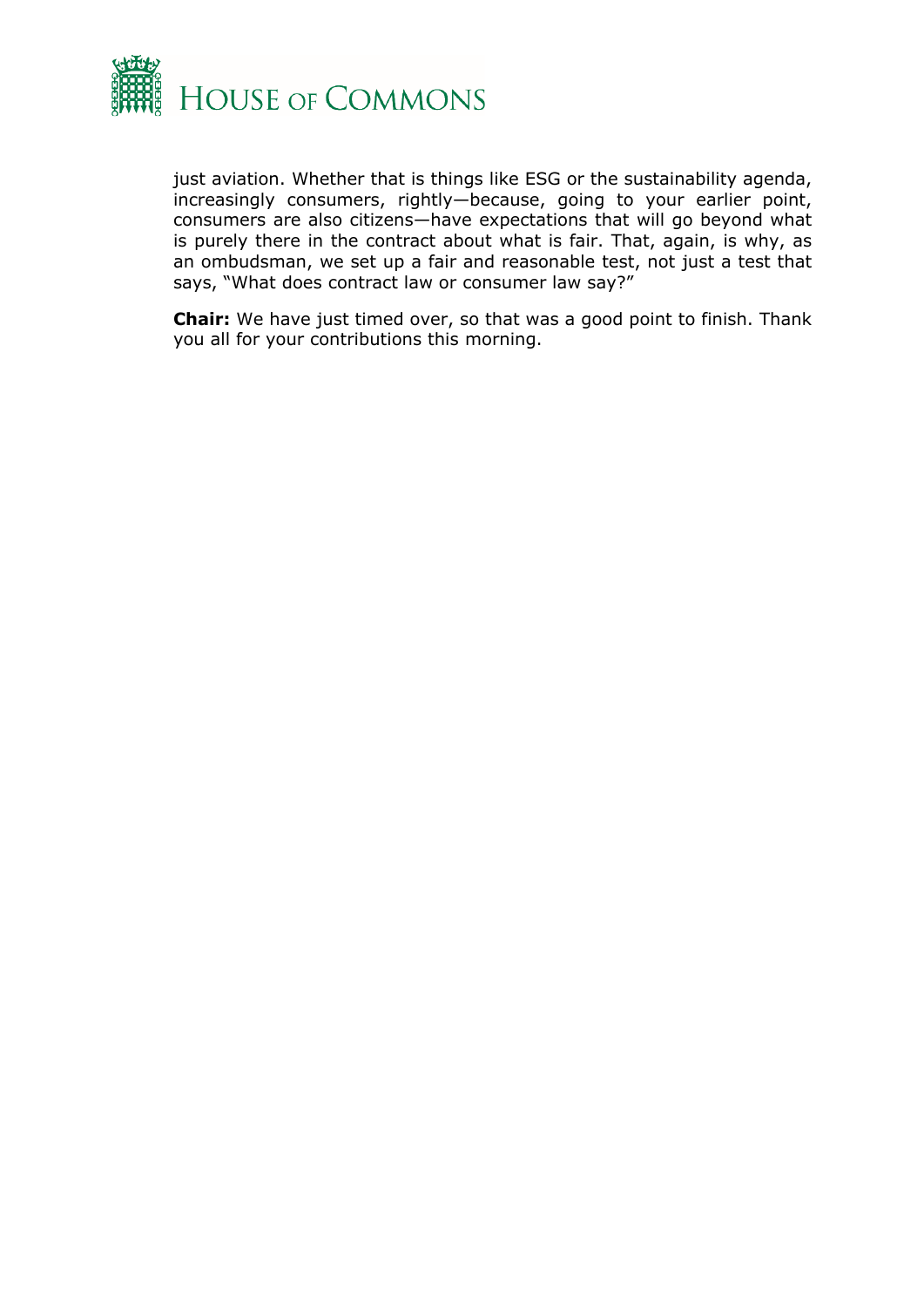just aviation. Whether that is things like ESG or the sustainability agenda, increasingly consumers, rightly—because, going to your earlier point, consumers are also citizens—have expectations that will go beyond what is purely there in the contract about what is fair. That, again, is why, as an ombudsman, we set up a fair and reasonable test, not just a test that says, "What does contract law or consumer law say?"

**Chair:** We have just timed over, so that was a good point to finish. Thank you all for your contributions this morning.